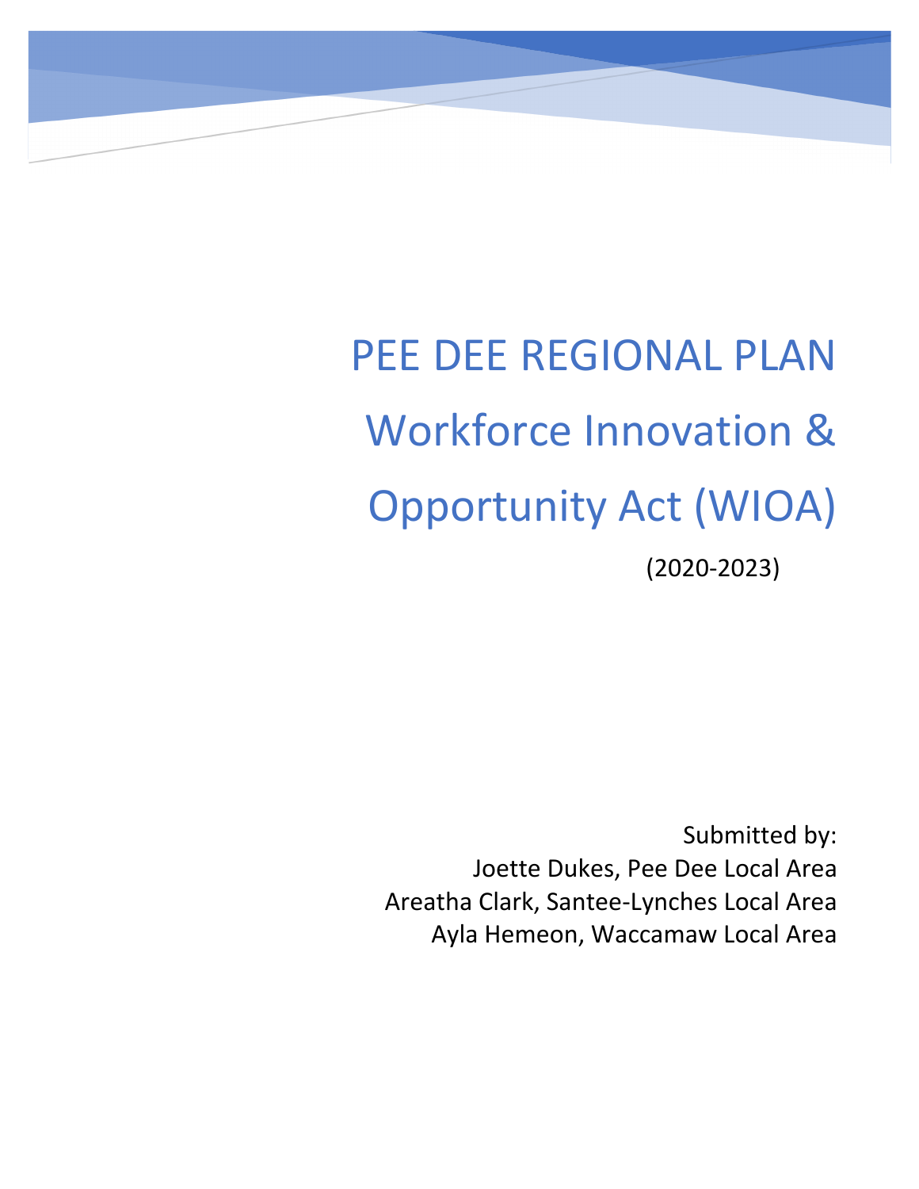# PEE DEE REGIONAL PLAN

# Workforce Innovation & Opportunity Act (WIOA)

(2020-2023)

Submitted by:
Joette Dukes, Pee Dee Local Area
Areatha Clark, Santee-Lynches Local Area
Ayla Hemeon, Waccamaw Local Area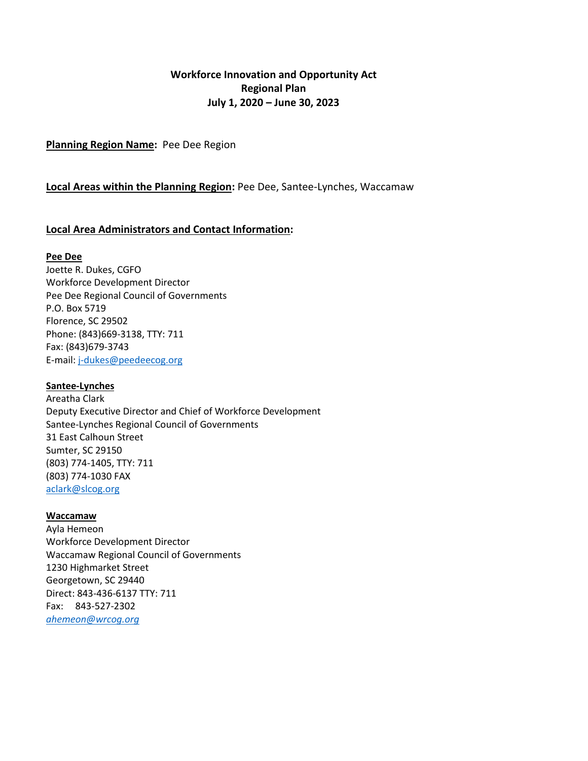**Workforce Innovation and Opportunity Act**
**Regional Plan**
**July 1, 2020 – June 30, 2023**

**Planning Region Name:** Pee Dee Region

**Local Areas within the Planning Region:** Pee Dee, Santee-Lynches, Waccamaw

**Local Area Administrators and Contact Information:**

**Pee Dee**
Joette R. Dukes, CGFO
Workforce Development Director
Pee Dee Regional Council of Governments
P.O. Box 5719
Florence, SC 29502
Phone: (843)669-3138, TTY: 711
Fax: (843)679-3743
E-mail: j-dukes@peedeecog.org

**Santee-Lynches**
Areatha Clark
Deputy Executive Director and Chief of Workforce Development
Santee-Lynches Regional Council of Governments
31 East Calhoun Street
Sumter, SC 29150
(803) 774-1405, TTY: 711
(803) 774-1030 FAX
aclark@slcog.org

**Waccamaw**
Ayla Hemeon
Workforce Development Director
Waccamaw Regional Council of Governments
1230 Highmarket Street
Georgetown, SC 29440
Direct: 843-436-6137 TTY: 711
Fax: 843-527-2302
*ahemeon@wrcog.org*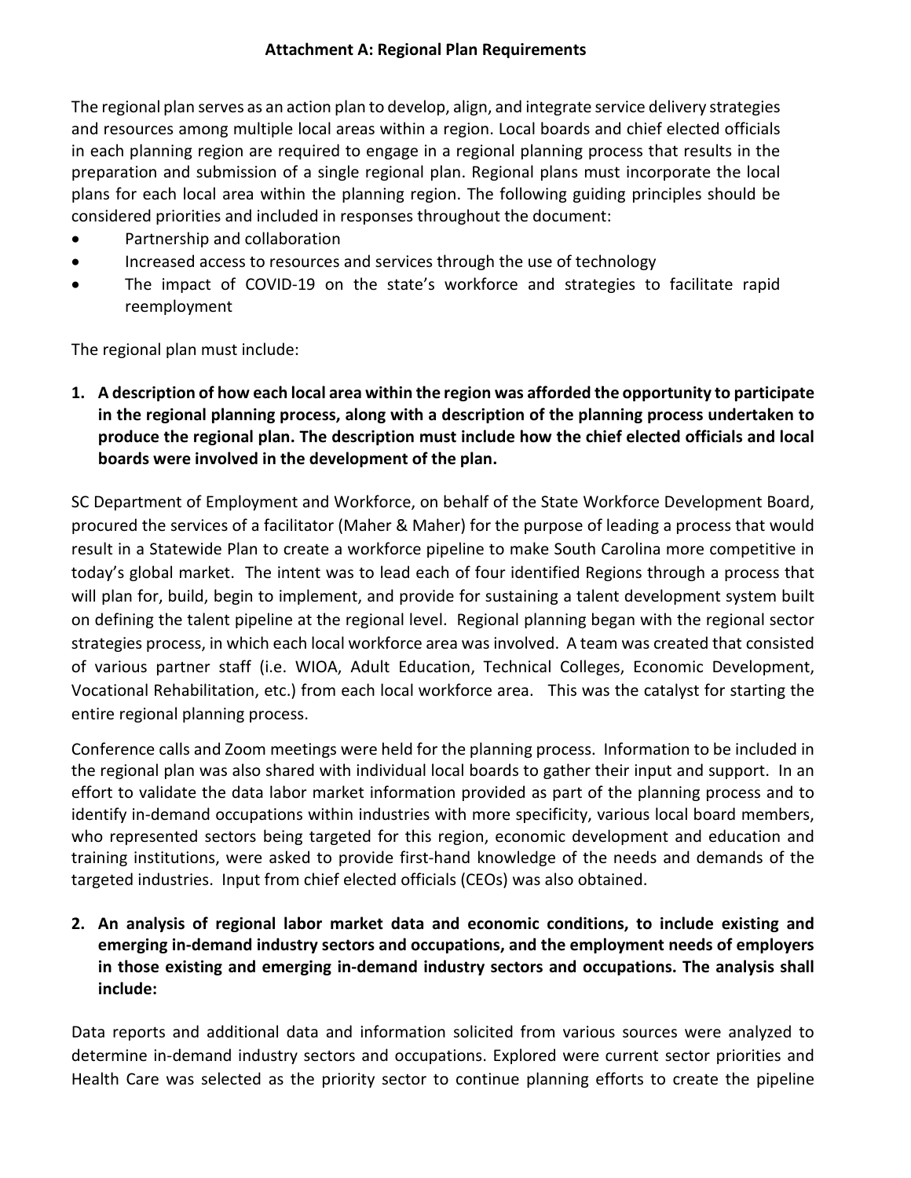**Attachment A: Regional Plan Requirements**

The regional plan serves as an action plan to develop, align, and integrate service delivery strategies and resources among multiple local areas within a region. Local boards and chief elected officials in each planning region are required to engage in a regional planning process that results in the preparation and submission of a single regional plan. Regional plans must incorporate the local plans for each local area within the planning region. The following guiding principles should be considered priorities and included in responses throughout the document:

- Partnership and collaboration
- Increased access to resources and services through the use of technology
- The impact of COVID-19 on the state's workforce and strategies to facilitate rapid reemployment

The regional plan must include:

**1. A description of how each local area within the region was afforded the opportunity to participate in the regional planning process, along with a description of the planning process undertaken to produce the regional plan. The description must include how the chief elected officials and local boards were involved in the development of the plan.**

SC Department of Employment and Workforce, on behalf of the State Workforce Development Board, procured the services of a facilitator (Maher & Maher) for the purpose of leading a process that would result in a Statewide Plan to create a workforce pipeline to make South Carolina more competitive in today's global market. The intent was to lead each of four identified Regions through a process that will plan for, build, begin to implement, and provide for sustaining a talent development system built on defining the talent pipeline at the regional level. Regional planning began with the regional sector strategies process, in which each local workforce area was involved. A team was created that consisted of various partner staff (i.e. WIOA, Adult Education, Technical Colleges, Economic Development, Vocational Rehabilitation, etc.) from each local workforce area. This was the catalyst for starting the entire regional planning process.

Conference calls and Zoom meetings were held for the planning process. Information to be included in the regional plan was also shared with individual local boards to gather their input and support. In an effort to validate the data labor market information provided as part of the planning process and to identify in-demand occupations within industries with more specificity, various local board members, who represented sectors being targeted for this region, economic development and education and training institutions, were asked to provide first-hand knowledge of the needs and demands of the targeted industries. Input from chief elected officials (CEOs) was also obtained.

**2. An analysis of regional labor market data and economic conditions, to include existing and emerging in-demand industry sectors and occupations, and the employment needs of employers in those existing and emerging in-demand industry sectors and occupations. The analysis shall include:**

Data reports and additional data and information solicited from various sources were analyzed to determine in-demand industry sectors and occupations. Explored were current sector priorities and Health Care was selected as the priority sector to continue planning efforts to create the pipeline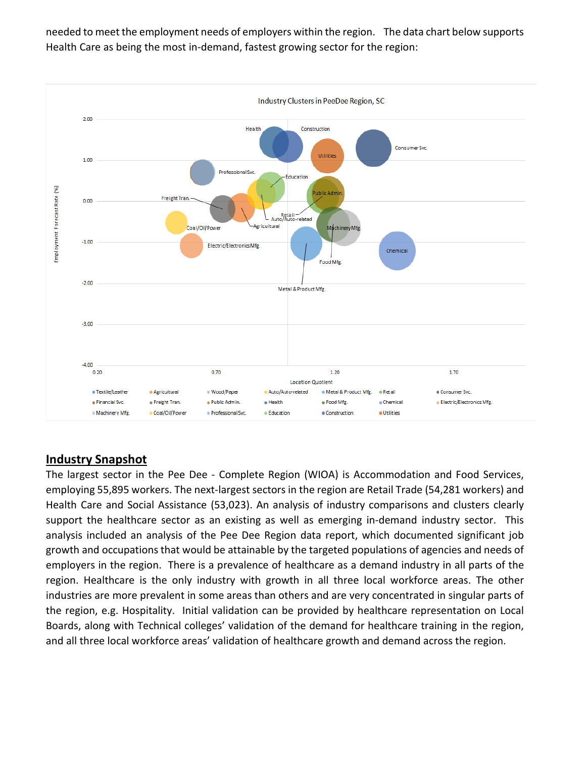needed to meet the employment needs of employers within the region. The data chart below supports Health Care as being the most in-demand, fastest growing sector for the region:

## Industry Snapshot

The largest sector in the Pee Dee - Complete Region (WIOA) is Accommodation and Food Services, employing 55,895 workers. The next-largest sectors in the region are Retail Trade (54,281 workers) and Health Care and Social Assistance (53,023). An analysis of industry comparisons and clusters clearly support the healthcare sector as an existing as well as emerging in-demand industry sector. This analysis included an analysis of the Pee Dee Region data report, which documented significant job growth and occupations that would be attainable by the targeted populations of agencies and needs of employers in the region. There is a prevalence of healthcare as a demand industry in all parts of the region. Healthcare is the only industry with growth in all three local workforce areas. The other industries are more prevalent in some areas than others and are very concentrated in singular parts of the region, e.g. Hospitality. Initial validation can be provided by healthcare representation on Local Boards, along with Technical colleges' validation of the demand for healthcare training in the region, and all three local workforce areas' validation of healthcare growth and demand across the region.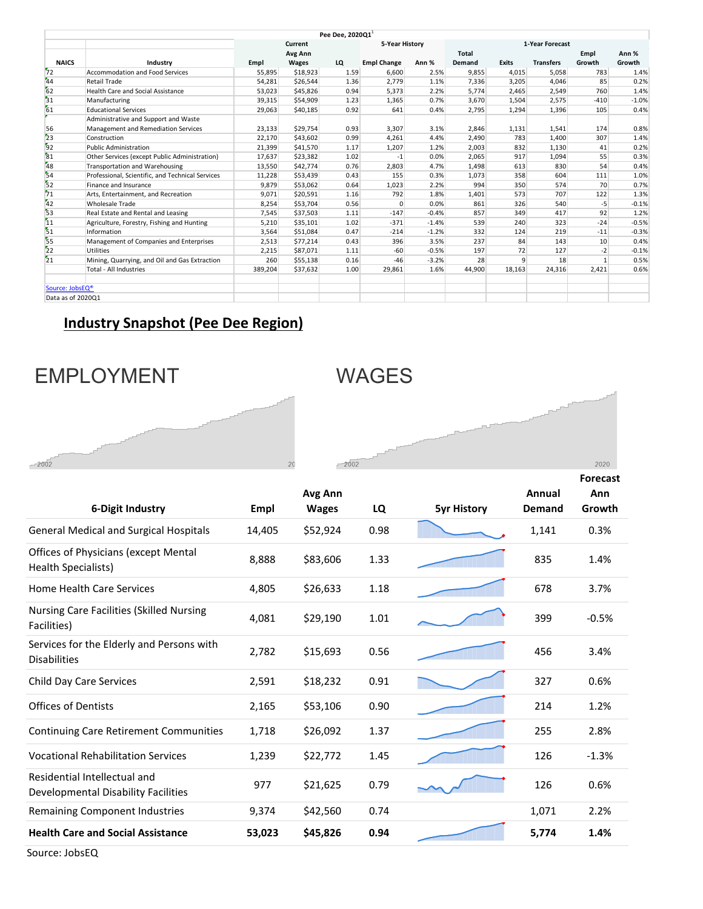| | | Pee Dee, 2020Q1[1] | | | | | | | | | |
|---|---|---|---|---|---|---|---|---|---|---|---|
| | | Current | | | 5-Year History | | 1-Year Forecast | | | | |
| NAICS | Industry | Empl | Avg Ann Wages | LQ | Empl Change | Ann % | Total Demand | Exits | Transfers | Empl Growth | Ann % Growth |
| 72 | Accommodation and Food Services | 55,895 | $18,923 | 1.59 | 6,600 | 2.5% | 9,855 | 4,015 | 5,058 | 783 | 1.4% |
| 44 | Retail Trade | 54,281 | $26,544 | 1.36 | 2,779 | 1.1% | 7,336 | 3,205 | 4,046 | 85 | 0.2% |
| 62 | Health Care and Social Assistance | 53,023 | $45,826 | 0.94 | 5,373 | 2.2% | 5,774 | 2,465 | 2,549 | 760 | 1.4% |
| 31 | Manufacturing | 39,315 | $54,909 | 1.23 | 1,365 | 0.7% | 3,670 | 1,504 | 2,575 | -410 | -1.0% |
| 61 | Educational Services | 29,063 | $40,185 | 0.92 | 641 | 0.4% | 2,795 | 1,294 | 1,396 | 105 | 0.4% |
| 56 | Administrative and Support and Waste Management and Remediation Services | 23,133 | $29,754 | 0.93 | 3,307 | 3.1% | 2,846 | 1,131 | 1,541 | 174 | 0.8% |
| 23 | Construction | 22,170 | $43,602 | 0.99 | 4,261 | 4.4% | 2,490 | 783 | 1,400 | 307 | 1.4% |
| 92 | Public Administration | 21,399 | $41,570 | 1.17 | 1,207 | 1.2% | 2,003 | 832 | 1,130 | 41 | 0.2% |
| 81 | Other Services (except Public Administration) | 17,637 | $23,382 | 1.02 | -1 | 0.0% | 2,065 | 917 | 1,094 | 55 | 0.3% |
| 48 | Transportation and Warehousing | 13,550 | $42,774 | 0.76 | 2,803 | 4.7% | 1,498 | 613 | 830 | 54 | 0.4% |
| 54 | Professional, Scientific, and Technical Services | 11,228 | $53,439 | 0.43 | 155 | 0.3% | 1,073 | 358 | 604 | 111 | 1.0% |
| 52 | Finance and Insurance | 9,879 | $53,062 | 0.64 | 1,023 | 2.2% | 994 | 350 | 574 | 70 | 0.7% |
| 71 | Arts, Entertainment, and Recreation | 9,071 | $20,591 | 1.16 | 792 | 1.8% | 1,401 | 573 | 707 | 122 | 1.3% |
| 42 | Wholesale Trade | 8,254 | $53,704 | 0.56 | 0 | 0.0% | 861 | 326 | 540 | -5 | -0.1% |
| 53 | Real Estate and Rental and Leasing | 7,545 | $37,503 | 1.11 | -147 | -0.4% | 857 | 349 | 417 | 92 | 1.2% |
| 11 | Agriculture, Forestry, Fishing and Hunting | 5,210 | $35,101 | 1.02 | -371 | -1.4% | 539 | 240 | 323 | -24 | -0.5% |
| 51 | Information | 3,564 | $51,084 | 0.47 | -214 | -1.2% | 332 | 124 | 219 | -11 | -0.3% |
| 55 | Management of Companies and Enterprises | 2,513 | $77,214 | 0.43 | 396 | 3.5% | 237 | 84 | 143 | 10 | 0.4% |
| 22 | Utilities | 2,215 | $87,071 | 1.11 | -60 | -0.5% | 197 | 72 | 127 | -2 | -0.1% |
| 21 | Mining, Quarrying, and Oil and Gas Extraction | 260 | $55,138 | 0.16 | -46 | -3.2% | 28 | 9 | 18 | 1 | 0.5% |
| | Total - All Industries | 389,204 | $37,632 | 1.00 | 29,861 | 1.6% | 44,900 | 18,163 | 24,316 | 2,421 | 0.6% |

Source: JobsEQ®
Data as of 2020Q1

## Industry Snapshot (Pee Dee Region)

EMPLOYMENT

WAGES

| 6-Digit Industry | Empl | Avg Ann Wages | LQ | 5yr History | Annual Demand | Forecast Ann Growth |
|---|---|---|---|---|---|---|
| General Medical and Surgical Hospitals | 14,405 | $52,924 | 0.98 | | 1,141 | 0.3% |
| Offices of Physicians (except Mental Health Specialists) | 8,888 | $83,606 | 1.33 | | 835 | 1.4% |
| Home Health Care Services | 4,805 | $26,633 | 1.18 | | 678 | 3.7% |
| Nursing Care Facilities (Skilled Nursing Facilities) | 4,081 | $29,190 | 1.01 | | 399 | -0.5% |
| Services for the Elderly and Persons with Disabilities | 2,782 | $15,693 | 0.56 | | 456 | 3.4% |
| Child Day Care Services | 2,591 | $18,232 | 0.91 | | 327 | 0.6% |
| Offices of Dentists | 2,165 | $53,106 | 0.90 | | 214 | 1.2% |
| Continuing Care Retirement Communities | 1,718 | $26,092 | 1.37 | | 255 | 2.8% |
| Vocational Rehabilitation Services | 1,239 | $22,772 | 1.45 | | 126 | -1.3% |
| Residential Intellectual and Developmental Disability Facilities | 977 | $21,625 | 0.79 | | 126 | 0.6% |
| Remaining Component Industries | 9,374 | $42,560 | 0.74 | | 1,071 | 2.2% |
| **Health Care and Social Assistance** | **53,023** | **$45,826** | **0.94** | | **5,774** | **1.4%** |

Source: JobsEQ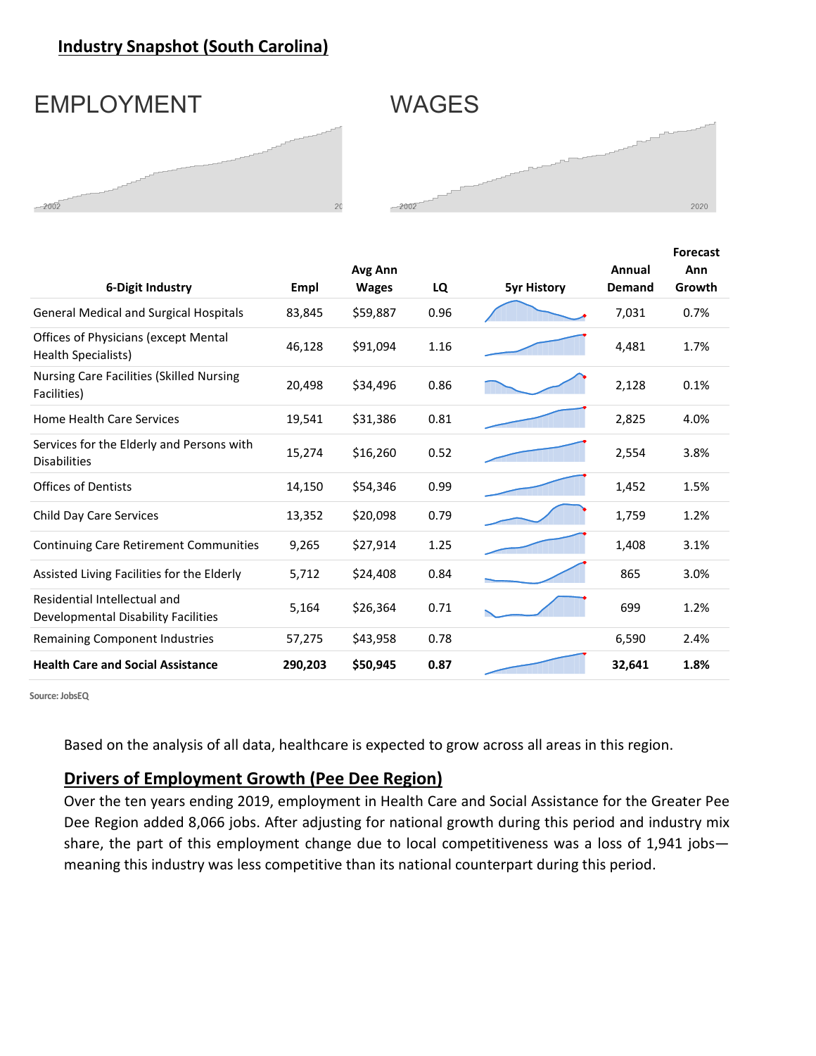## Industry Snapshot (South Carolina)

EMPLOYMENT

WAGES

| 6-Digit Industry | Empl | Avg Ann Wages | LQ | 5yr History | Annual Demand | Forecast Ann Growth |
|---|---|---|---|---|---|---|
| General Medical and Surgical Hospitals | 83,845 | $59,887 | 0.96 | | 7,031 | 0.7% |
| Offices of Physicians (except Mental Health Specialists) | 46,128 | $91,094 | 1.16 | | 4,481 | 1.7% |
| Nursing Care Facilities (Skilled Nursing Facilities) | 20,498 | $34,496 | 0.86 | | 2,128 | 0.1% |
| Home Health Care Services | 19,541 | $31,386 | 0.81 | | 2,825 | 4.0% |
| Services for the Elderly and Persons with Disabilities | 15,274 | $16,260 | 0.52 | | 2,554 | 3.8% |
| Offices of Dentists | 14,150 | $54,346 | 0.99 | | 1,452 | 1.5% |
| Child Day Care Services | 13,352 | $20,098 | 0.79 | | 1,759 | 1.2% |
| Continuing Care Retirement Communities | 9,265 | $27,914 | 1.25 | | 1,408 | 3.1% |
| Assisted Living Facilities for the Elderly | 5,712 | $24,408 | 0.84 | | 865 | 3.0% |
| Residential Intellectual and Developmental Disability Facilities | 5,164 | $26,364 | 0.71 | | 699 | 1.2% |
| Remaining Component Industries | 57,275 | $43,958 | 0.78 | | 6,590 | 2.4% |
| **Health Care and Social Assistance** | **290,203** | **$50,945** | **0.87** | | **32,641** | **1.8%** |

Source: JobsEQ

Based on the analysis of all data, healthcare is expected to grow across all areas in this region.

## Drivers of Employment Growth (Pee Dee Region)

Over the ten years ending 2019, employment in Health Care and Social Assistance for the Greater Pee Dee Region added 8,066 jobs. After adjusting for national growth during this period and industry mix share, the part of this employment change due to local competitiveness was a loss of 1,941 jobs—meaning this industry was less competitive than its national counterpart during this period.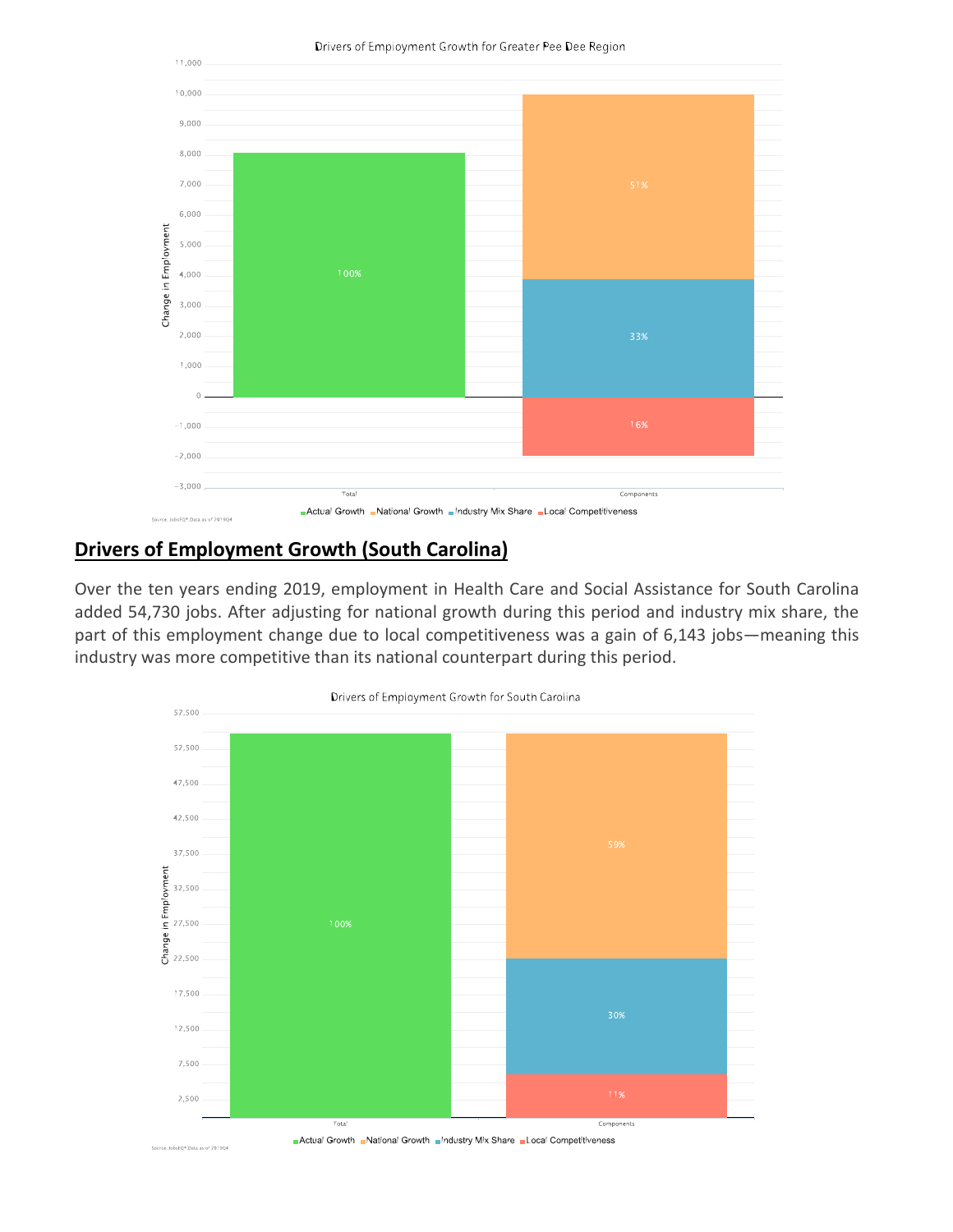Drivers of Employment Growth for Greater Pee Dee Region

Source: JobsEQ®, Data as of 2019Q4

## Drivers of Employment Growth (South Carolina)

Over the ten years ending 2019, employment in Health Care and Social Assistance for South Carolina added 54,730 jobs. After adjusting for national growth during this period and industry mix share, the part of this employment change due to local competitiveness was a gain of 6,143 jobs—meaning this industry was more competitive than its national counterpart during this period.

Drivers of Employment Growth for South Carolina

Source: JobsEQ®, Data as of 2019Q4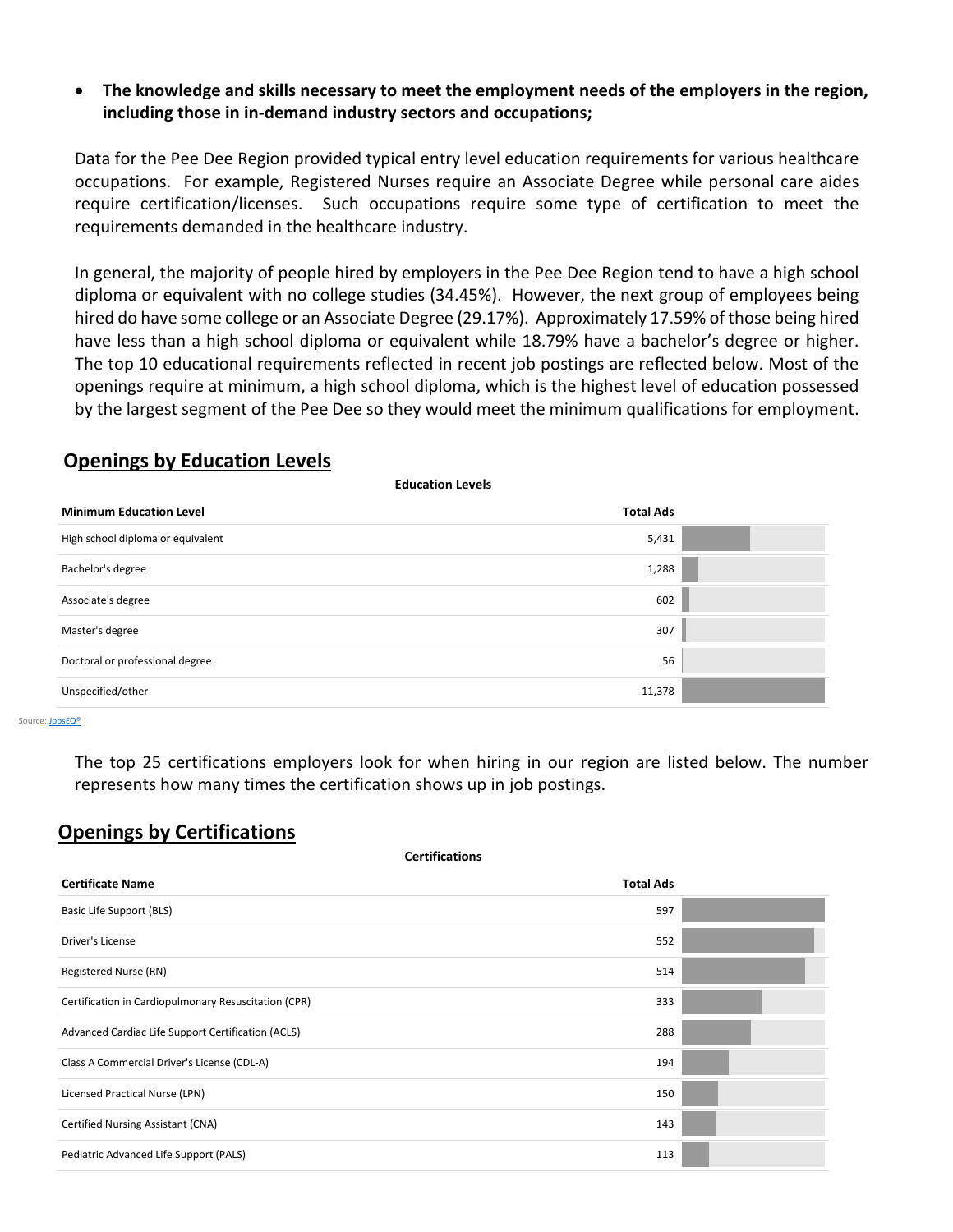- **The knowledge and skills necessary to meet the employment needs of the employers in the region, including those in in-demand industry sectors and occupations;**

Data for the Pee Dee Region provided typical entry level education requirements for various healthcare occupations. For example, Registered Nurses require an Associate Degree while personal care aides require certification/licenses. Such occupations require some type of certification to meet the requirements demanded in the healthcare industry.

In general, the majority of people hired by employers in the Pee Dee Region tend to have a high school diploma or equivalent with no college studies (34.45%). However, the next group of employees being hired do have some college or an Associate Degree (29.17%). Approximately 17.59% of those being hired have less than a high school diploma or equivalent while 18.79% have a bachelor's degree or higher. The top 10 educational requirements reflected in recent job postings are reflected below. Most of the openings require at minimum, a high school diploma, which is the highest level of education possessed by the largest segment of the Pee Dee so they would meet the minimum qualifications for employment.

## Openings by Education Levels

**Education Levels**

| Minimum Education Level | Total Ads |
|---|---|
| High school diploma or equivalent | 5,431 |
| Bachelor's degree | 1,288 |
| Associate's degree | 602 |
| Master's degree | 307 |
| Doctoral or professional degree | 56 |
| Unspecified/other | 11,378 |

Source: JobsEQ®

The top 25 certifications employers look for when hiring in our region are listed below. The number represents how many times the certification shows up in job postings.

## Openings by Certifications

**Certifications**

| Certificate Name | Total Ads |
|---|---|
| Basic Life Support (BLS) | 597 |
| Driver's License | 552 |
| Registered Nurse (RN) | 514 |
| Certification in Cardiopulmonary Resuscitation (CPR) | 333 |
| Advanced Cardiac Life Support Certification (ACLS) | 288 |
| Class A Commercial Driver's License (CDL-A) | 194 |
| Licensed Practical Nurse (LPN) | 150 |
| Certified Nursing Assistant (CNA) | 143 |
| Pediatric Advanced Life Support (PALS) | 113 |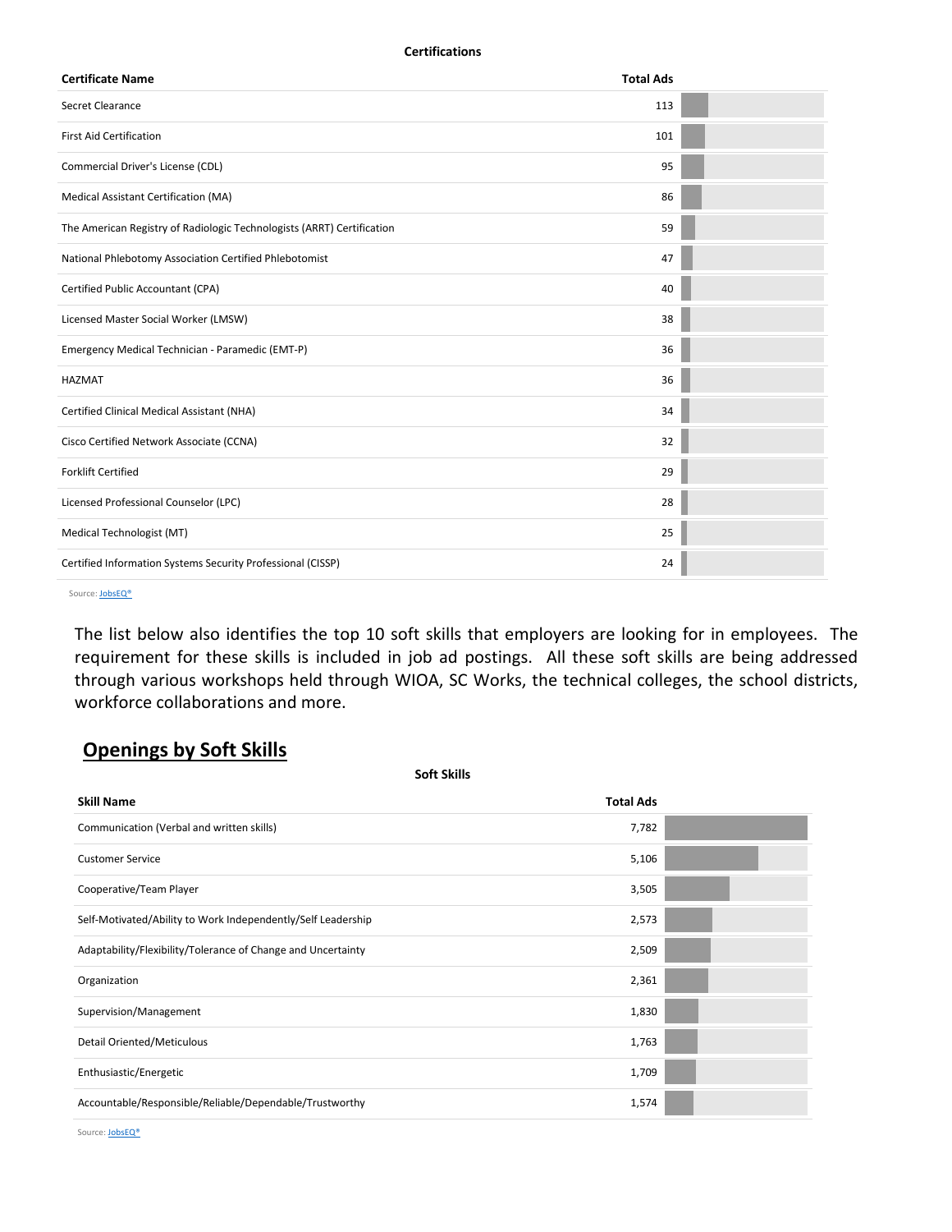**Certifications**

| Certificate Name | Total Ads |
|---|---|
| Secret Clearance | 113 |
| First Aid Certification | 101 |
| Commercial Driver's License (CDL) | 95 |
| Medical Assistant Certification (MA) | 86 |
| The American Registry of Radiologic Technologists (ARRT) Certification | 59 |
| National Phlebotomy Association Certified Phlebotomist | 47 |
| Certified Public Accountant (CPA) | 40 |
| Licensed Master Social Worker (LMSW) | 38 |
| Emergency Medical Technician - Paramedic (EMT-P) | 36 |
| HAZMAT | 36 |
| Certified Clinical Medical Assistant (NHA) | 34 |
| Cisco Certified Network Associate (CCNA) | 32 |
| Forklift Certified | 29 |
| Licensed Professional Counselor (LPC) | 28 |
| Medical Technologist (MT) | 25 |
| Certified Information Systems Security Professional (CISSP) | 24 |

Source: JobsEQ®

The list below also identifies the top 10 soft skills that employers are looking for in employees. The requirement for these skills is included in job ad postings. All these soft skills are being addressed through various workshops held through WIOA, SC Works, the technical colleges, the school districts, workforce collaborations and more.

## Openings by Soft Skills

**Soft Skills**

| Skill Name | Total Ads |
|---|---|
| Communication (Verbal and written skills) | 7,782 |
| Customer Service | 5,106 |
| Cooperative/Team Player | 3,505 |
| Self-Motivated/Ability to Work Independently/Self Leadership | 2,573 |
| Adaptability/Flexibility/Tolerance of Change and Uncertainty | 2,509 |
| Organization | 2,361 |
| Supervision/Management | 1,830 |
| Detail Oriented/Meticulous | 1,763 |
| Enthusiastic/Energetic | 1,709 |
| Accountable/Responsible/Reliable/Dependable/Trustworthy | 1,574 |

Source: JobsEQ®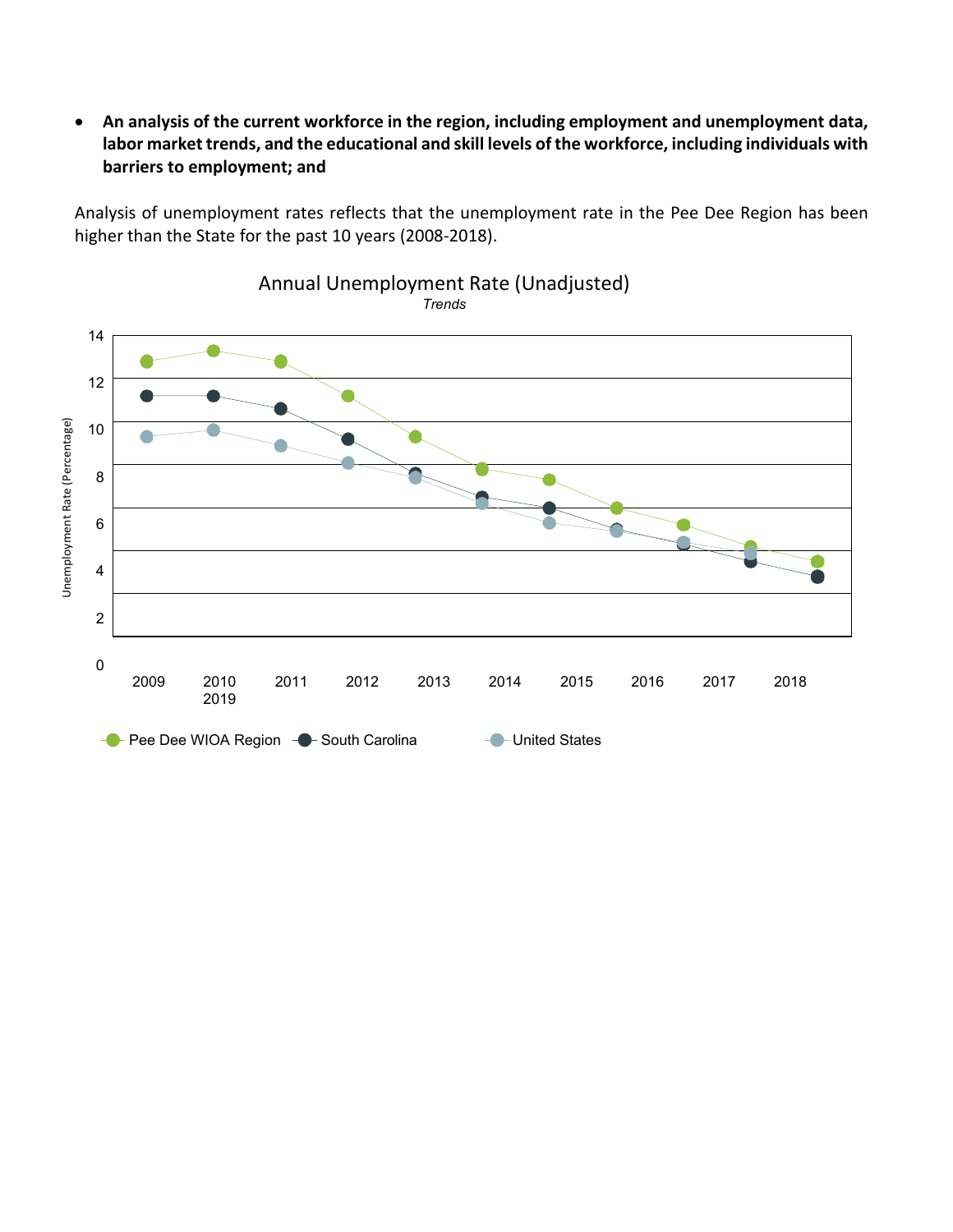- **An analysis of the current workforce in the region, including employment and unemployment data, labor market trends, and the educational and skill levels of the workforce, including individuals with barriers to employment; and**

Analysis of unemployment rates reflects that the unemployment rate in the Pee Dee Region has been higher than the State for the past 10 years (2008-2018).

Annual Unemployment Rate (Unadjusted)

*Trends*

Unemployment Rate (Percentage)

14
12
10
8
6
4
2
0

2009 2010 2011 2012 2013 2014 2015 2016 2017 2018
2019

Pee Dee WIOA Region South Carolina United States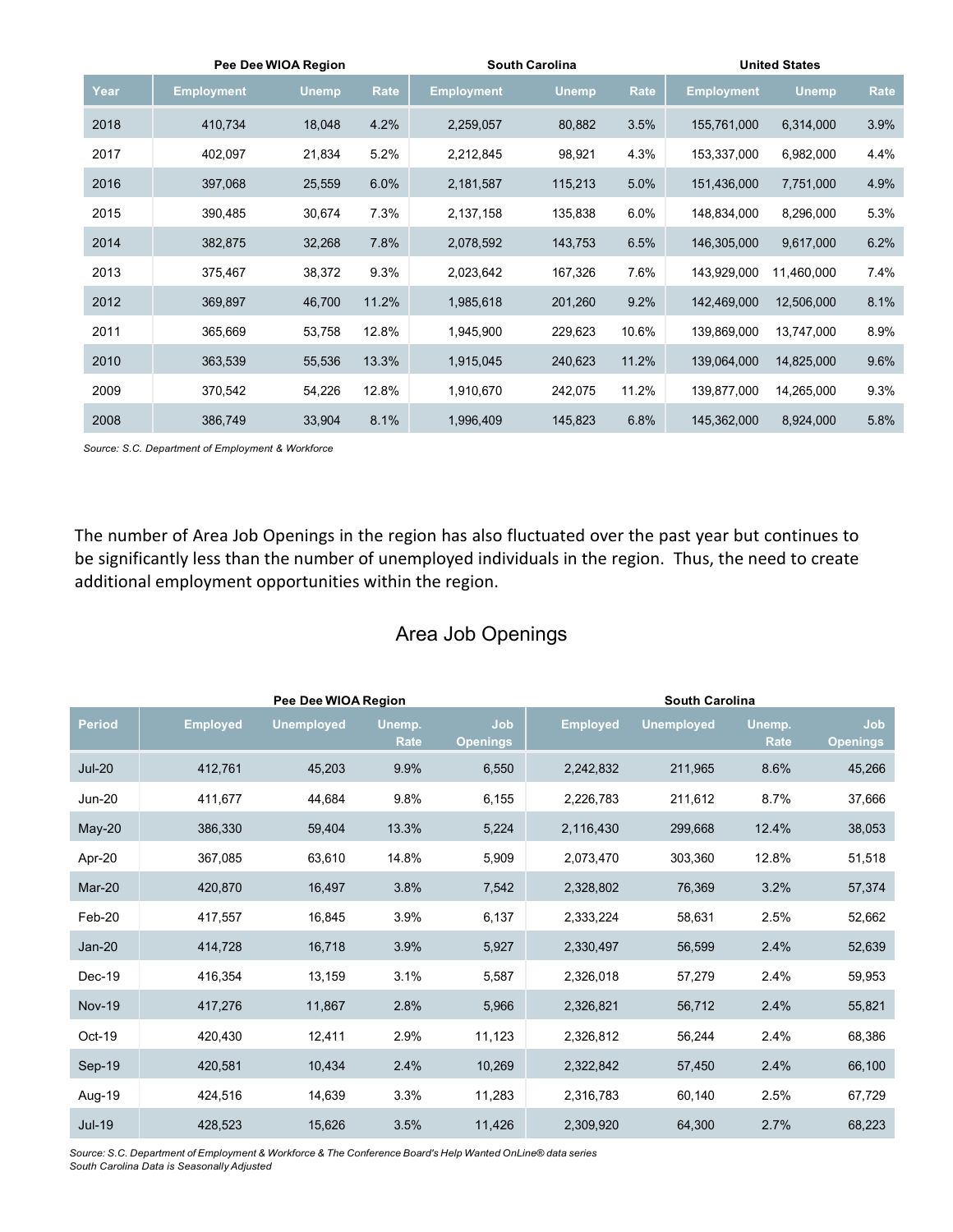| Year | Pee Dee WIOA Region | | | South Carolina | | | United States | | |
|---|---|---|---|---|---|---|---|---|---|
| | Employment | Unemp | Rate | Employment | Unemp | Rate | Employment | Unemp | Rate |
| 2018 | 410,734 | 18,048 | 4.2% | 2,259,057 | 80,882 | 3.5% | 155,761,000 | 6,314,000 | 3.9% |
| 2017 | 402,097 | 21,834 | 5.2% | 2,212,845 | 98,921 | 4.3% | 153,337,000 | 6,982,000 | 4.4% |
| 2016 | 397,068 | 25,559 | 6.0% | 2,181,587 | 115,213 | 5.0% | 151,436,000 | 7,751,000 | 4.9% |
| 2015 | 390,485 | 30,674 | 7.3% | 2,137,158 | 135,838 | 6.0% | 148,834,000 | 8,296,000 | 5.3% |
| 2014 | 382,875 | 32,268 | 7.8% | 2,078,592 | 143,753 | 6.5% | 146,305,000 | 9,617,000 | 6.2% |
| 2013 | 375,467 | 38,372 | 9.3% | 2,023,642 | 167,326 | 7.6% | 143,929,000 | 11,460,000 | 7.4% |
| 2012 | 369,897 | 46,700 | 11.2% | 1,985,618 | 201,260 | 9.2% | 142,469,000 | 12,506,000 | 8.1% |
| 2011 | 365,669 | 53,758 | 12.8% | 1,945,900 | 229,623 | 10.6% | 139,869,000 | 13,747,000 | 8.9% |
| 2010 | 363,539 | 55,536 | 13.3% | 1,915,045 | 240,623 | 11.2% | 139,064,000 | 14,825,000 | 9.6% |
| 2009 | 370,542 | 54,226 | 12.8% | 1,910,670 | 242,075 | 11.2% | 139,877,000 | 14,265,000 | 9.3% |
| 2008 | 386,749 | 33,904 | 8.1% | 1,996,409 | 145,823 | 6.8% | 145,362,000 | 8,924,000 | 5.8% |

*Source: S.C. Department of Employment & Workforce*

The number of Area Job Openings in the region has also fluctuated over the past year but continues to be significantly less than the number of unemployed individuals in the region. Thus, the need to create additional employment opportunities within the region.

## Area Job Openings

| Period | Pee Dee WIOA Region | | | | South Carolina | | | |
|---|---|---|---|---|---|---|---|---|
| | Employed | Unemployed | Unemp. Rate | Job Openings | Employed | Unemployed | Unemp. Rate | Job Openings |
| Jul-20 | 412,761 | 45,203 | 9.9% | 6,550 | 2,242,832 | 211,965 | 8.6% | 45,266 |
| Jun-20 | 411,677 | 44,684 | 9.8% | 6,155 | 2,226,783 | 211,612 | 8.7% | 37,666 |
| May-20 | 386,330 | 59,404 | 13.3% | 5,224 | 2,116,430 | 299,668 | 12.4% | 38,053 |
| Apr-20 | 367,085 | 63,610 | 14.8% | 5,909 | 2,073,470 | 303,360 | 12.8% | 51,518 |
| Mar-20 | 420,870 | 16,497 | 3.8% | 7,542 | 2,328,802 | 76,369 | 3.2% | 57,374 |
| Feb-20 | 417,557 | 16,845 | 3.9% | 6,137 | 2,333,224 | 58,631 | 2.5% | 52,662 |
| Jan-20 | 414,728 | 16,718 | 3.9% | 5,927 | 2,330,497 | 56,599 | 2.4% | 52,639 |
| Dec-19 | 416,354 | 13,159 | 3.1% | 5,587 | 2,326,018 | 57,279 | 2.4% | 59,953 |
| Nov-19 | 417,276 | 11,867 | 2.8% | 5,966 | 2,326,821 | 56,712 | 2.4% | 55,821 |
| Oct-19 | 420,430 | 12,411 | 2.9% | 11,123 | 2,326,812 | 56,244 | 2.4% | 68,386 |
| Sep-19 | 420,581 | 10,434 | 2.4% | 10,269 | 2,322,842 | 57,450 | 2.4% | 66,100 |
| Aug-19 | 424,516 | 14,639 | 3.3% | 11,283 | 2,316,783 | 60,140 | 2.5% | 67,729 |
| Jul-19 | 428,523 | 15,626 | 3.5% | 11,426 | 2,309,920 | 64,300 | 2.7% | 68,223 |

*Source: S.C. Department of Employment & Workforce & The Conference Board's Help Wanted OnLine® data series*
*South Carolina Data is Seasonally Adjusted*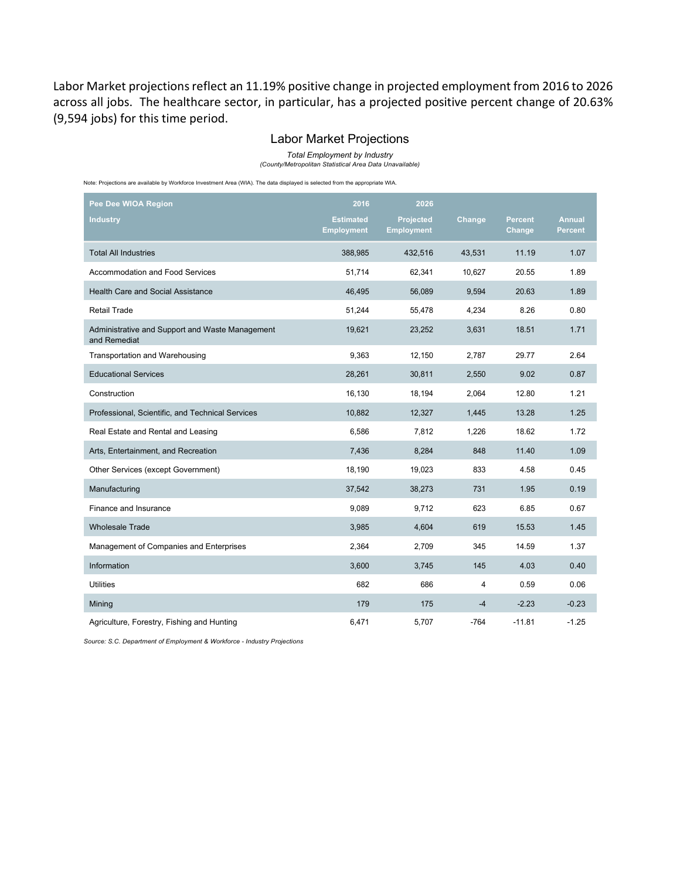Labor Market projections reflect an 11.19% positive change in projected employment from 2016 to 2026 across all jobs. The healthcare sector, in particular, has a projected positive percent change of 20.63% (9,594 jobs) for this time period.

## Labor Market Projections

*Total Employment by Industry*
*(County/Metropolitan Statistical Area Data Unavailable)*

Note: Projections are available by Workforce Investment Area (WIA). The data displayed is selected from the appropriate WIA.

| Pee Dee WIOA Region<br>Industry | 2016<br>Estimated Employment | 2026<br>Projected Employment | Change | Percent Change | Annual Percent |
|---|---|---|---|---|---|
| Total All Industries | 388,985 | 432,516 | 43,531 | 11.19 | 1.07 |
| Accommodation and Food Services | 51,714 | 62,341 | 10,627 | 20.55 | 1.89 |
| Health Care and Social Assistance | 46,495 | 56,089 | 9,594 | 20.63 | 1.89 |
| Retail Trade | 51,244 | 55,478 | 4,234 | 8.26 | 0.80 |
| Administrative and Support and Waste Management and Remediat | 19,621 | 23,252 | 3,631 | 18.51 | 1.71 |
| Transportation and Warehousing | 9,363 | 12,150 | 2,787 | 29.77 | 2.64 |
| Educational Services | 28,261 | 30,811 | 2,550 | 9.02 | 0.87 |
| Construction | 16,130 | 18,194 | 2,064 | 12.80 | 1.21 |
| Professional, Scientific, and Technical Services | 10,882 | 12,327 | 1,445 | 13.28 | 1.25 |
| Real Estate and Rental and Leasing | 6,586 | 7,812 | 1,226 | 18.62 | 1.72 |
| Arts, Entertainment, and Recreation | 7,436 | 8,284 | 848 | 11.40 | 1.09 |
| Other Services (except Government) | 18,190 | 19,023 | 833 | 4.58 | 0.45 |
| Manufacturing | 37,542 | 38,273 | 731 | 1.95 | 0.19 |
| Finance and Insurance | 9,089 | 9,712 | 623 | 6.85 | 0.67 |
| Wholesale Trade | 3,985 | 4,604 | 619 | 15.53 | 1.45 |
| Management of Companies and Enterprises | 2,364 | 2,709 | 345 | 14.59 | 1.37 |
| Information | 3,600 | 3,745 | 145 | 4.03 | 0.40 |
| Utilities | 682 | 686 | 4 | 0.59 | 0.06 |
| Mining | 179 | 175 | -4 | -2.23 | -0.23 |
| Agriculture, Forestry, Fishing and Hunting | 6,471 | 5,707 | -764 | -11.81 | -1.25 |

*Source: S.C. Department of Employment & Workforce - Industry Projections*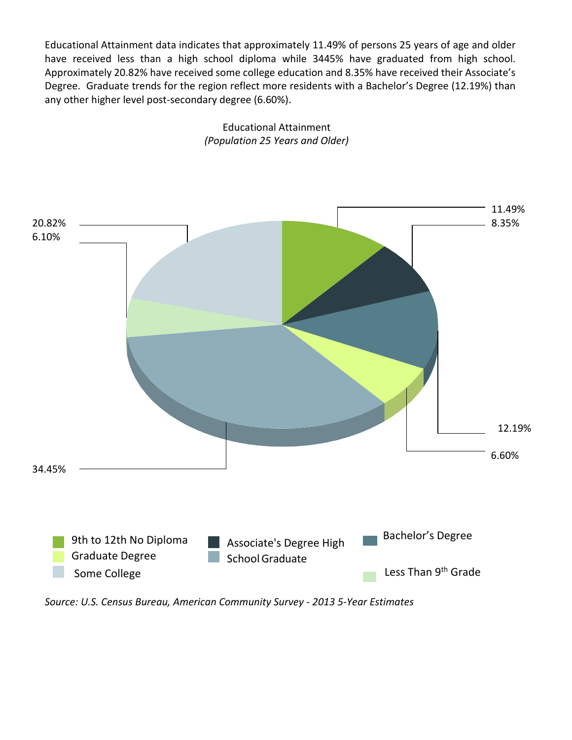Educational Attainment data indicates that approximately 11.49% of persons 25 years of age and older have received less than a high school diploma while 3445% have graduated from high school. Approximately 20.82% have received some college education and 8.35% have received their Associate's Degree. Graduate trends for the region reflect more residents with a Bachelor's Degree (12.19%) than any other higher level post-secondary degree (6.60%).

Educational Attainment
*(Population 25 Years and Older)*

| Category | Percent |
| --- | --- |
| 9th to 12th No Diploma | 11.49% |
| Associate's Degree | 8.35% |
| Bachelor's Degree | 12.19% |
| Graduate Degree | 6.60% |
| High School Graduate | 34.45% |
| Less Than 9th Grade | 6.10% |
| Some College | 20.82% |

*Source: U.S. Census Bureau, American Community Survey - 2013 5-Year Estimates*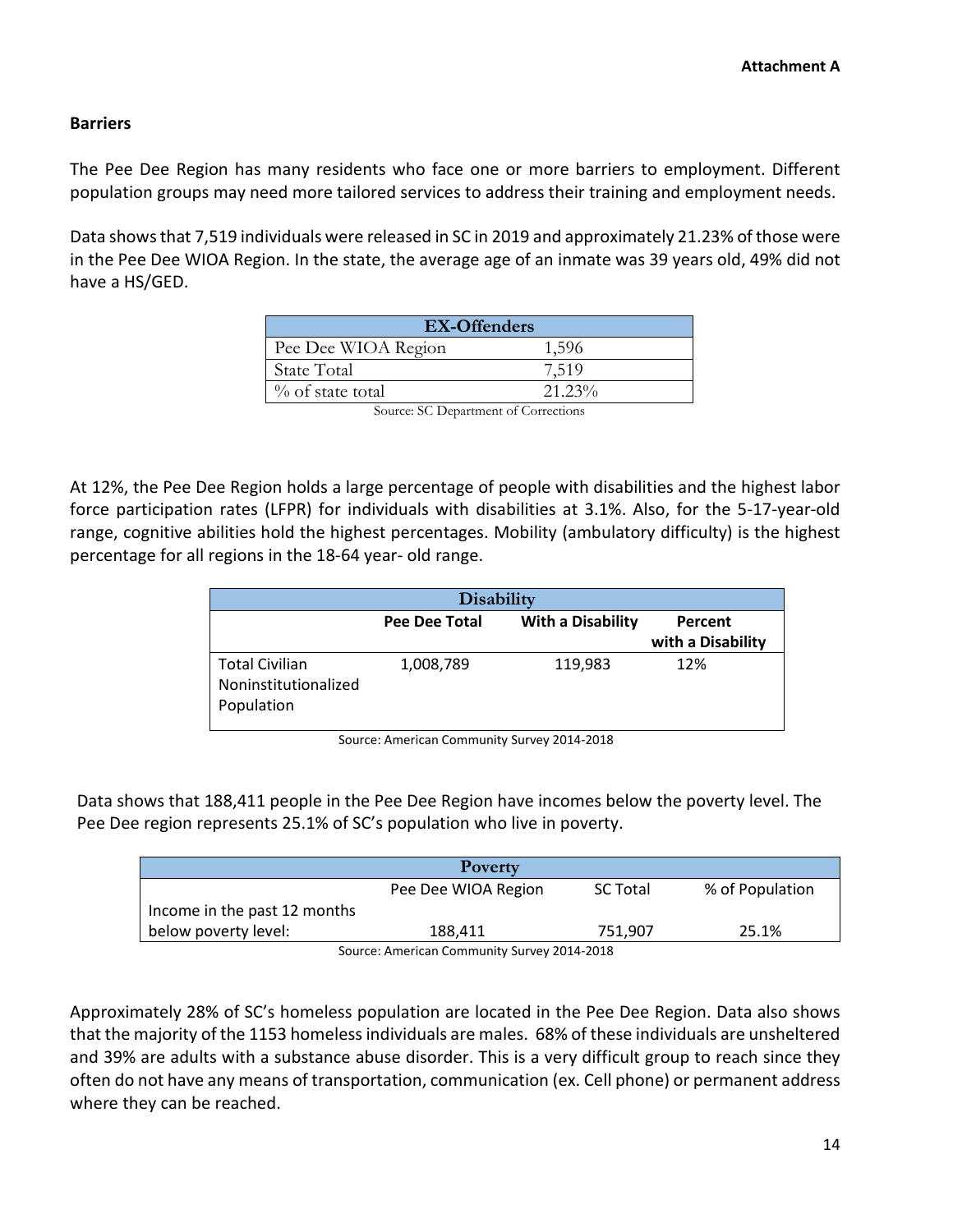**Barriers**

The Pee Dee Region has many residents who face one or more barriers to employment. Different population groups may need more tailored services to address their training and employment needs.

Data shows that 7,519 individuals were released in SC in 2019 and approximately 21.23% of those were in the Pee Dee WIOA Region. In the state, the average age of an inmate was 39 years old, 49% did not have a HS/GED.

| EX-Offenders | |
|---|---|
| Pee Dee WIOA Region | 1,596 |
| State Total | 7,519 |
| % of state total | 21.23% |

Source: SC Department of Corrections

At 12%, the Pee Dee Region holds a large percentage of people with disabilities and the highest labor force participation rates (LFPR) for individuals with disabilities at 3.1%. Also, for the 5-17-year-old range, cognitive abilities hold the highest percentages. Mobility (ambulatory difficulty) is the highest percentage for all regions in the 18-64 year- old range.

| Disability | | | |
|---|---|---|---|
| | **Pee Dee Total** | **With a Disability** | **Percent with a Disability** |
| Total Civilian Noninstitutionalized Population | 1,008,789 | 119,983 | 12% |

Source: American Community Survey 2014-2018

Data shows that 188,411 people in the Pee Dee Region have incomes below the poverty level. The Pee Dee region represents 25.1% of SC's population who live in poverty.

| Poverty | | | |
|---|---|---|---|
| | Pee Dee WIOA Region | SC Total | % of Population |
| Income in the past 12 months below poverty level: | 188,411 | 751,907 | 25.1% |

Source: American Community Survey 2014-2018

Approximately 28% of SC's homeless population are located in the Pee Dee Region. Data also shows that the majority of the 1153 homeless individuals are males. 68% of these individuals are unsheltered and 39% are adults with a substance abuse disorder. This is a very difficult group to reach since they often do not have any means of transportation, communication (ex. Cell phone) or permanent address where they can be reached.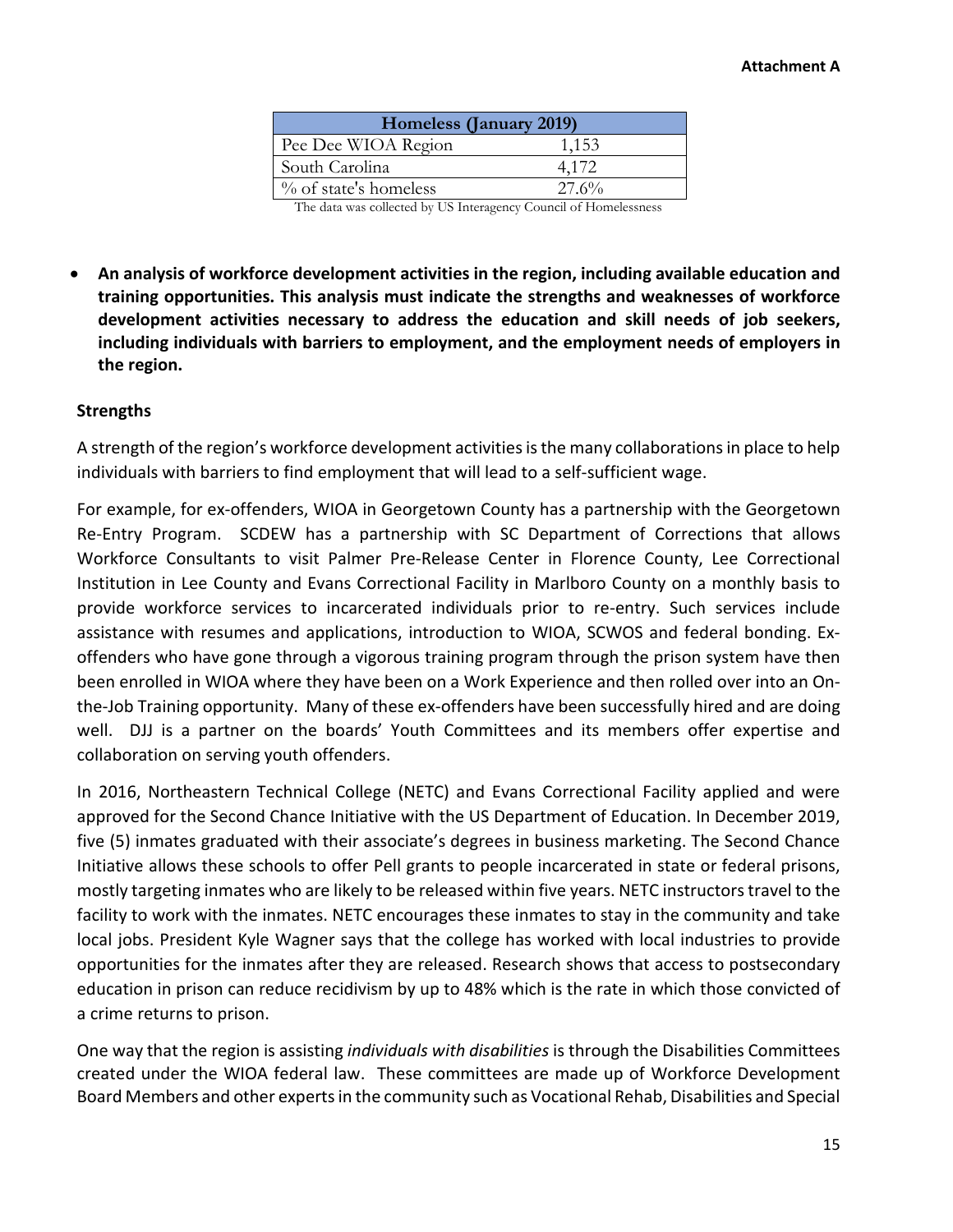| Homeless (January 2019) | |
|---|---|
| Pee Dee WIOA Region | 1,153 |
| South Carolina | 4,172 |
| % of state's homeless | 27.6% |

The data was collected by US Interagency Council of Homelessness

- **An analysis of workforce development activities in the region, including available education and training opportunities. This analysis must indicate the strengths and weaknesses of workforce development activities necessary to address the education and skill needs of job seekers, including individuals with barriers to employment, and the employment needs of employers in the region.**

**Strengths**

A strength of the region's workforce development activities is the many collaborations in place to help individuals with barriers to find employment that will lead to a self-sufficient wage.

For example, for ex-offenders, WIOA in Georgetown County has a partnership with the Georgetown Re-Entry Program. SCDEW has a partnership with SC Department of Corrections that allows Workforce Consultants to visit Palmer Pre-Release Center in Florence County, Lee Correctional Institution in Lee County and Evans Correctional Facility in Marlboro County on a monthly basis to provide workforce services to incarcerated individuals prior to re-entry. Such services include assistance with resumes and applications, introduction to WIOA, SCWOS and federal bonding. Ex-offenders who have gone through a vigorous training program through the prison system have then been enrolled in WIOA where they have been on a Work Experience and then rolled over into an On-the-Job Training opportunity. Many of these ex-offenders have been successfully hired and are doing well. DJJ is a partner on the boards' Youth Committees and its members offer expertise and collaboration on serving youth offenders.

In 2016, Northeastern Technical College (NETC) and Evans Correctional Facility applied and were approved for the Second Chance Initiative with the US Department of Education. In December 2019, five (5) inmates graduated with their associate's degrees in business marketing. The Second Chance Initiative allows these schools to offer Pell grants to people incarcerated in state or federal prisons, mostly targeting inmates who are likely to be released within five years. NETC instructors travel to the facility to work with the inmates. NETC encourages these inmates to stay in the community and take local jobs. President Kyle Wagner says that the college has worked with local industries to provide opportunities for the inmates after they are released. Research shows that access to postsecondary education in prison can reduce recidivism by up to 48% which is the rate in which those convicted of a crime returns to prison.

One way that the region is assisting *individuals with disabilities* is through the Disabilities Committees created under the WIOA federal law. These committees are made up of Workforce Development Board Members and other experts in the community such as Vocational Rehab, Disabilities and Special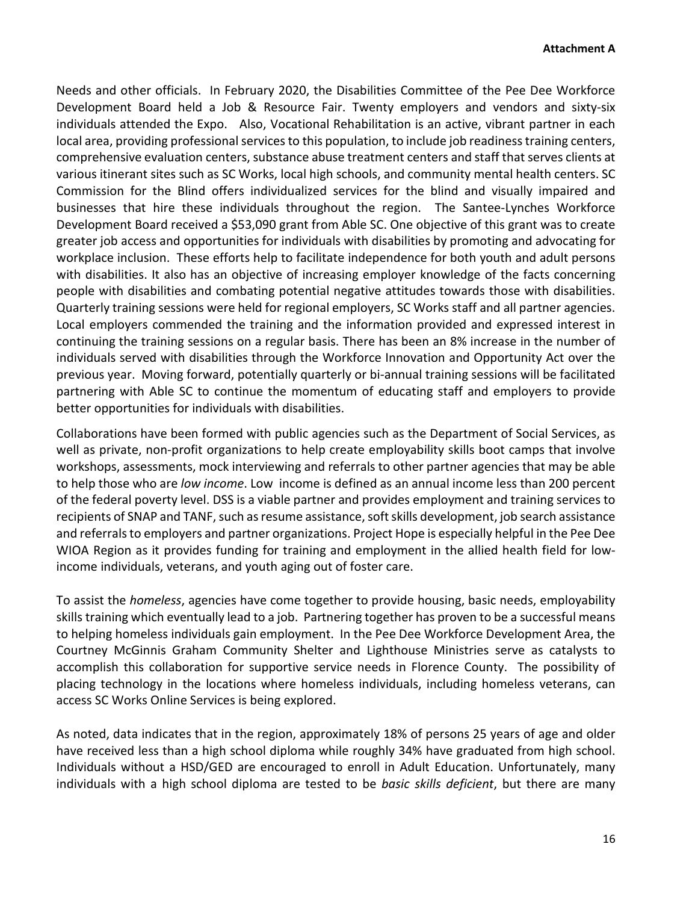Needs and other officials. In February 2020, the Disabilities Committee of the Pee Dee Workforce Development Board held a Job & Resource Fair. Twenty employers and vendors and sixty-six individuals attended the Expo. Also, Vocational Rehabilitation is an active, vibrant partner in each local area, providing professional services to this population, to include job readiness training centers, comprehensive evaluation centers, substance abuse treatment centers and staff that serves clients at various itinerant sites such as SC Works, local high schools, and community mental health centers. SC Commission for the Blind offers individualized services for the blind and visually impaired and businesses that hire these individuals throughout the region. The Santee-Lynches Workforce Development Board received a $53,090 grant from Able SC. One objective of this grant was to create greater job access and opportunities for individuals with disabilities by promoting and advocating for workplace inclusion. These efforts help to facilitate independence for both youth and adult persons with disabilities. It also has an objective of increasing employer knowledge of the facts concerning people with disabilities and combating potential negative attitudes towards those with disabilities. Quarterly training sessions were held for regional employers, SC Works staff and all partner agencies. Local employers commended the training and the information provided and expressed interest in continuing the training sessions on a regular basis. There has been an 8% increase in the number of individuals served with disabilities through the Workforce Innovation and Opportunity Act over the previous year. Moving forward, potentially quarterly or bi-annual training sessions will be facilitated partnering with Able SC to continue the momentum of educating staff and employers to provide better opportunities for individuals with disabilities.

Collaborations have been formed with public agencies such as the Department of Social Services, as well as private, non-profit organizations to help create employability skills boot camps that involve workshops, assessments, mock interviewing and referrals to other partner agencies that may be able to help those who are *low income*. Low income is defined as an annual income less than 200 percent of the federal poverty level. DSS is a viable partner and provides employment and training services to recipients of SNAP and TANF, such as resume assistance, soft skills development, job search assistance and referrals to employers and partner organizations. Project Hope is especially helpful in the Pee Dee WIOA Region as it provides funding for training and employment in the allied health field for low-income individuals, veterans, and youth aging out of foster care.

To assist the *homeless*, agencies have come together to provide housing, basic needs, employability skills training which eventually lead to a job. Partnering together has proven to be a successful means to helping homeless individuals gain employment. In the Pee Dee Workforce Development Area, the Courtney McGinnis Graham Community Shelter and Lighthouse Ministries serve as catalysts to accomplish this collaboration for supportive service needs in Florence County. The possibility of placing technology in the locations where homeless individuals, including homeless veterans, can access SC Works Online Services is being explored.

As noted, data indicates that in the region, approximately 18% of persons 25 years of age and older have received less than a high school diploma while roughly 34% have graduated from high school. Individuals without a HSD/GED are encouraged to enroll in Adult Education. Unfortunately, many individuals with a high school diploma are tested to be *basic skills deficient*, but there are many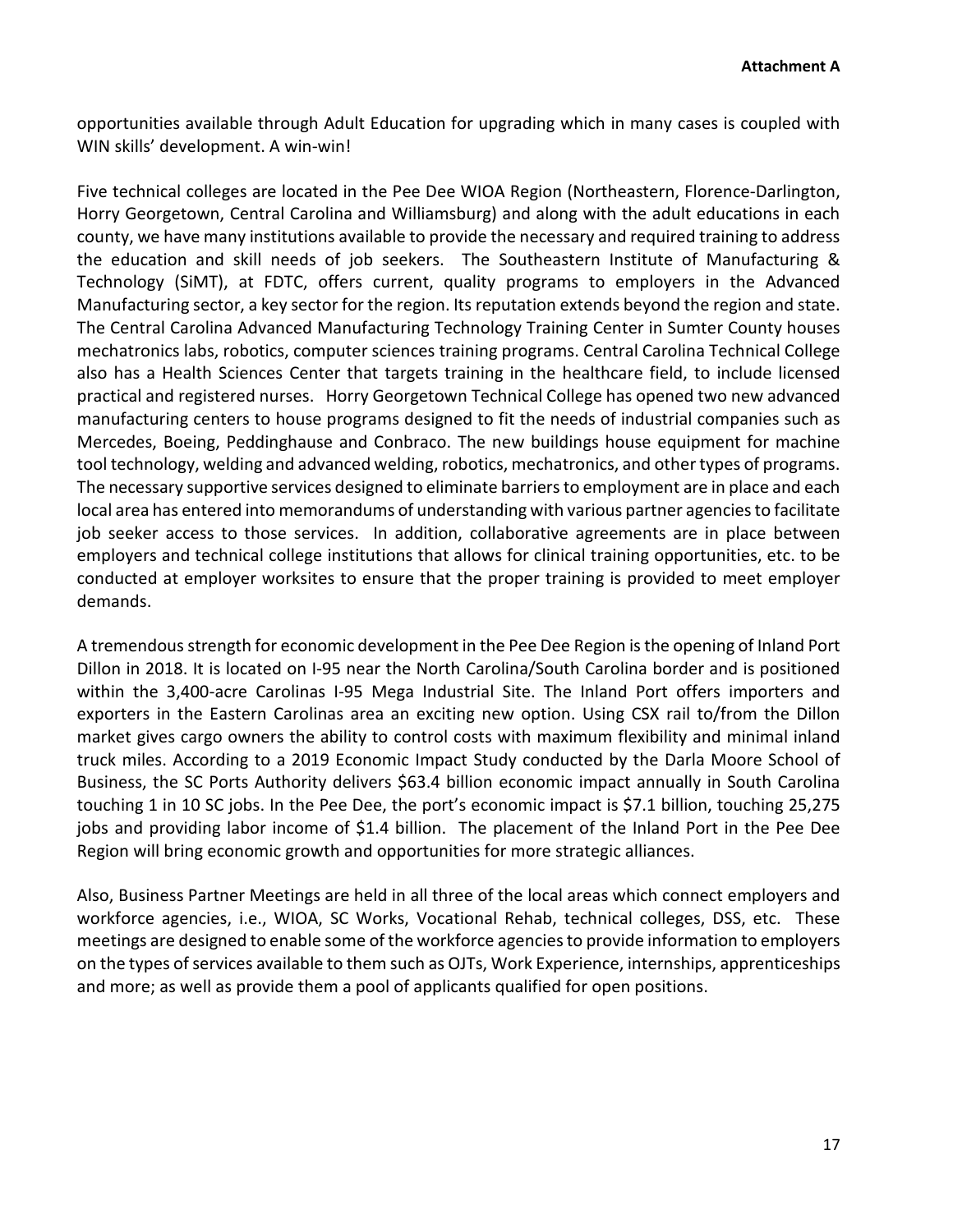opportunities available through Adult Education for upgrading which in many cases is coupled with WIN skills' development. A win-win!

Five technical colleges are located in the Pee Dee WIOA Region (Northeastern, Florence-Darlington, Horry Georgetown, Central Carolina and Williamsburg) and along with the adult educations in each county, we have many institutions available to provide the necessary and required training to address the education and skill needs of job seekers. The Southeastern Institute of Manufacturing & Technology (SiMT), at FDTC, offers current, quality programs to employers in the Advanced Manufacturing sector, a key sector for the region. Its reputation extends beyond the region and state. The Central Carolina Advanced Manufacturing Technology Training Center in Sumter County houses mechatronics labs, robotics, computer sciences training programs. Central Carolina Technical College also has a Health Sciences Center that targets training in the healthcare field, to include licensed practical and registered nurses. Horry Georgetown Technical College has opened two new advanced manufacturing centers to house programs designed to fit the needs of industrial companies such as Mercedes, Boeing, Peddinghause and Conbraco. The new buildings house equipment for machine tool technology, welding and advanced welding, robotics, mechatronics, and other types of programs. The necessary supportive services designed to eliminate barriers to employment are in place and each local area has entered into memorandums of understanding with various partner agencies to facilitate job seeker access to those services. In addition, collaborative agreements are in place between employers and technical college institutions that allows for clinical training opportunities, etc. to be conducted at employer worksites to ensure that the proper training is provided to meet employer demands.

A tremendous strength for economic development in the Pee Dee Region is the opening of Inland Port Dillon in 2018. It is located on I-95 near the North Carolina/South Carolina border and is positioned within the 3,400-acre Carolinas I-95 Mega Industrial Site. The Inland Port offers importers and exporters in the Eastern Carolinas area an exciting new option. Using CSX rail to/from the Dillon market gives cargo owners the ability to control costs with maximum flexibility and minimal inland truck miles. According to a 2019 Economic Impact Study conducted by the Darla Moore School of Business, the SC Ports Authority delivers $63.4 billion economic impact annually in South Carolina touching 1 in 10 SC jobs. In the Pee Dee, the port's economic impact is $7.1 billion, touching 25,275 jobs and providing labor income of $1.4 billion. The placement of the Inland Port in the Pee Dee Region will bring economic growth and opportunities for more strategic alliances.

Also, Business Partner Meetings are held in all three of the local areas which connect employers and workforce agencies, i.e., WIOA, SC Works, Vocational Rehab, technical colleges, DSS, etc. These meetings are designed to enable some of the workforce agencies to provide information to employers on the types of services available to them such as OJTs, Work Experience, internships, apprenticeships and more; as well as provide them a pool of applicants qualified for open positions.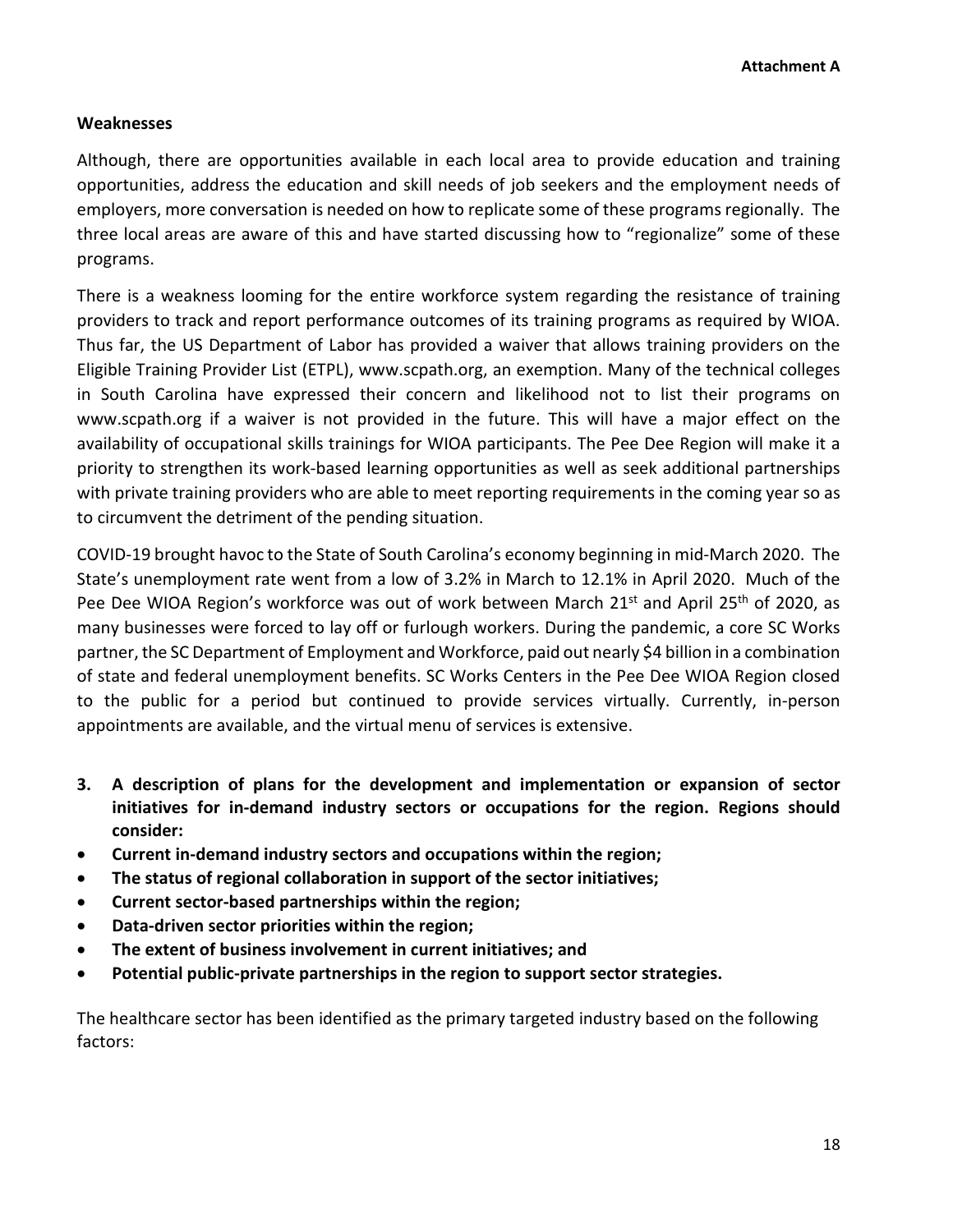### Weaknesses

Although, there are opportunities available in each local area to provide education and training opportunities, address the education and skill needs of job seekers and the employment needs of employers, more conversation is needed on how to replicate some of these programs regionally. The three local areas are aware of this and have started discussing how to "regionalize" some of these programs.

There is a weakness looming for the entire workforce system regarding the resistance of training providers to track and report performance outcomes of its training programs as required by WIOA. Thus far, the US Department of Labor has provided a waiver that allows training providers on the Eligible Training Provider List (ETPL), www.scpath.org, an exemption. Many of the technical colleges in South Carolina have expressed their concern and likelihood not to list their programs on www.scpath.org if a waiver is not provided in the future. This will have a major effect on the availability of occupational skills trainings for WIOA participants. The Pee Dee Region will make it a priority to strengthen its work-based learning opportunities as well as seek additional partnerships with private training providers who are able to meet reporting requirements in the coming year so as to circumvent the detriment of the pending situation.

COVID-19 brought havoc to the State of South Carolina's economy beginning in mid-March 2020. The State's unemployment rate went from a low of 3.2% in March to 12.1% in April 2020. Much of the Pee Dee WIOA Region's workforce was out of work between March 21st and April 25th of 2020, as many businesses were forced to lay off or furlough workers. During the pandemic, a core SC Works partner, the SC Department of Employment and Workforce, paid out nearly $4 billion in a combination of state and federal unemployment benefits. SC Works Centers in the Pee Dee WIOA Region closed to the public for a period but continued to provide services virtually. Currently, in-person appointments are available, and the virtual menu of services is extensive.

**3. A description of plans for the development and implementation or expansion of sector initiatives for in-demand industry sectors or occupations for the region. Regions should consider:**

- **Current in-demand industry sectors and occupations within the region;**
- **The status of regional collaboration in support of the sector initiatives;**
- **Current sector-based partnerships within the region;**
- **Data-driven sector priorities within the region;**
- **The extent of business involvement in current initiatives; and**
- **Potential public-private partnerships in the region to support sector strategies.**

The healthcare sector has been identified as the primary targeted industry based on the following factors: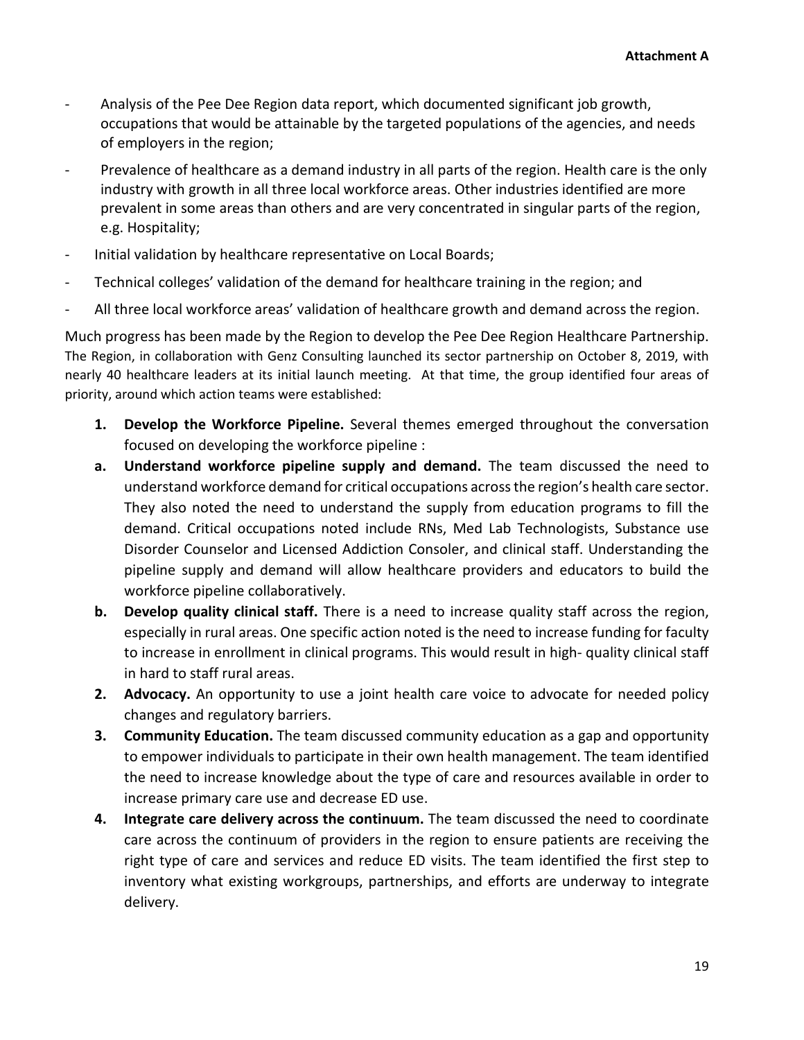- Analysis of the Pee Dee Region data report, which documented significant job growth, occupations that would be attainable by the targeted populations of the agencies, and needs of employers in the region;
- Prevalence of healthcare as a demand industry in all parts of the region. Health care is the only industry with growth in all three local workforce areas. Other industries identified are more prevalent in some areas than others and are very concentrated in singular parts of the region, e.g. Hospitality;
- Initial validation by healthcare representative on Local Boards;
- Technical colleges' validation of the demand for healthcare training in the region; and
- All three local workforce areas' validation of healthcare growth and demand across the region.

Much progress has been made by the Region to develop the Pee Dee Region Healthcare Partnership. The Region, in collaboration with Genz Consulting launched its sector partnership on October 8, 2019, with nearly 40 healthcare leaders at its initial launch meeting. At that time, the group identified four areas of priority, around which action teams were established:

1. **Develop the Workforce Pipeline.** Several themes emerged throughout the conversation focused on developing the workforce pipeline :
   - **a. Understand workforce pipeline supply and demand.** The team discussed the need to understand workforce demand for critical occupations across the region's health care sector. They also noted the need to understand the supply from education programs to fill the demand. Critical occupations noted include RNs, Med Lab Technologists, Substance use Disorder Counselor and Licensed Addiction Consoler, and clinical staff. Understanding the pipeline supply and demand will allow healthcare providers and educators to build the workforce pipeline collaboratively.
   - **b. Develop quality clinical staff.** There is a need to increase quality staff across the region, especially in rural areas. One specific action noted is the need to increase funding for faculty to increase in enrollment in clinical programs. This would result in high- quality clinical staff in hard to staff rural areas.
2. **Advocacy.** An opportunity to use a joint health care voice to advocate for needed policy changes and regulatory barriers.
3. **Community Education.** The team discussed community education as a gap and opportunity to empower individuals to participate in their own health management. The team identified the need to increase knowledge about the type of care and resources available in order to increase primary care use and decrease ED use.
4. **Integrate care delivery across the continuum.** The team discussed the need to coordinate care across the continuum of providers in the region to ensure patients are receiving the right type of care and services and reduce ED visits. The team identified the first step to inventory what existing workgroups, partnerships, and efforts are underway to integrate delivery.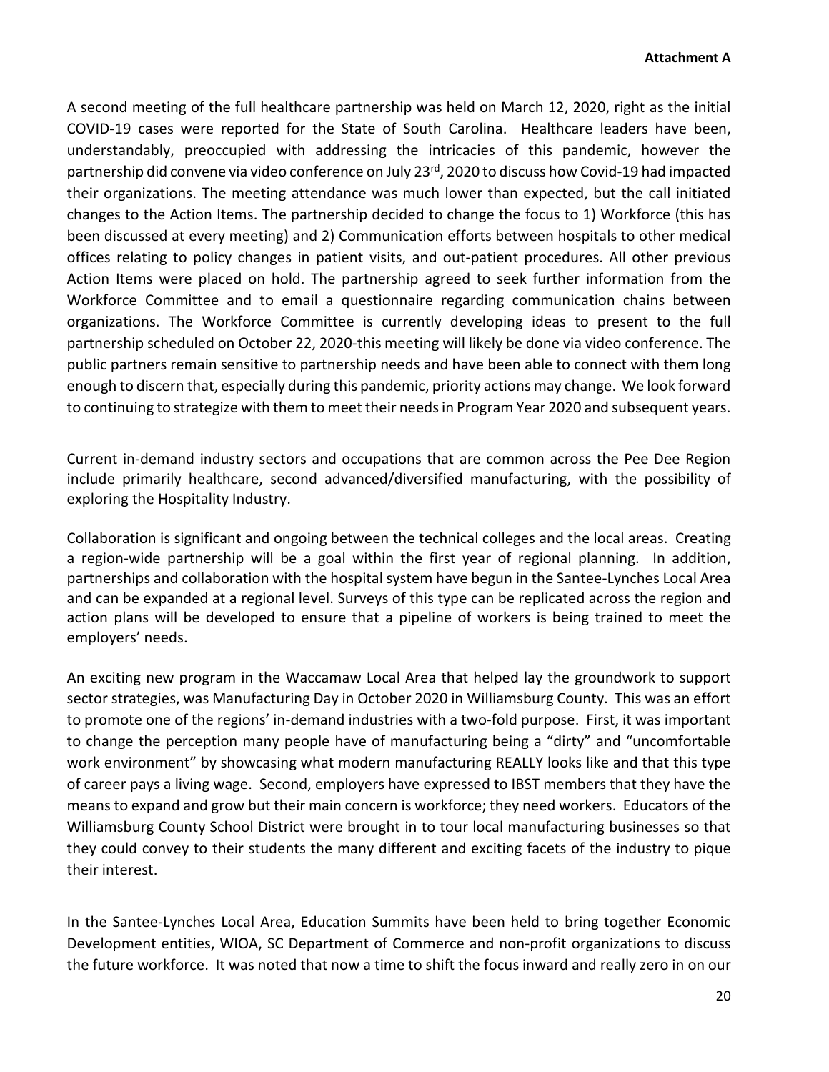A second meeting of the full healthcare partnership was held on March 12, 2020, right as the initial COVID-19 cases were reported for the State of South Carolina. Healthcare leaders have been, understandably, preoccupied with addressing the intricacies of this pandemic, however the partnership did convene via video conference on July 23rd, 2020 to discuss how Covid-19 had impacted their organizations. The meeting attendance was much lower than expected, but the call initiated changes to the Action Items. The partnership decided to change the focus to 1) Workforce (this has been discussed at every meeting) and 2) Communication efforts between hospitals to other medical offices relating to policy changes in patient visits, and out-patient procedures. All other previous Action Items were placed on hold. The partnership agreed to seek further information from the Workforce Committee and to email a questionnaire regarding communication chains between organizations. The Workforce Committee is currently developing ideas to present to the full partnership scheduled on October 22, 2020-this meeting will likely be done via video conference. The public partners remain sensitive to partnership needs and have been able to connect with them long enough to discern that, especially during this pandemic, priority actions may change. We look forward to continuing to strategize with them to meet their needs in Program Year 2020 and subsequent years.

Current in-demand industry sectors and occupations that are common across the Pee Dee Region include primarily healthcare, second advanced/diversified manufacturing, with the possibility of exploring the Hospitality Industry.

Collaboration is significant and ongoing between the technical colleges and the local areas. Creating a region-wide partnership will be a goal within the first year of regional planning. In addition, partnerships and collaboration with the hospital system have begun in the Santee-Lynches Local Area and can be expanded at a regional level. Surveys of this type can be replicated across the region and action plans will be developed to ensure that a pipeline of workers is being trained to meet the employers' needs.

An exciting new program in the Waccamaw Local Area that helped lay the groundwork to support sector strategies, was Manufacturing Day in October 2020 in Williamsburg County. This was an effort to promote one of the regions' in-demand industries with a two-fold purpose. First, it was important to change the perception many people have of manufacturing being a "dirty" and "uncomfortable work environment" by showcasing what modern manufacturing REALLY looks like and that this type of career pays a living wage. Second, employers have expressed to IBST members that they have the means to expand and grow but their main concern is workforce; they need workers. Educators of the Williamsburg County School District were brought in to tour local manufacturing businesses so that they could convey to their students the many different and exciting facets of the industry to pique their interest.

In the Santee-Lynches Local Area, Education Summits have been held to bring together Economic Development entities, WIOA, SC Department of Commerce and non-profit organizations to discuss the future workforce. It was noted that now a time to shift the focus inward and really zero in on our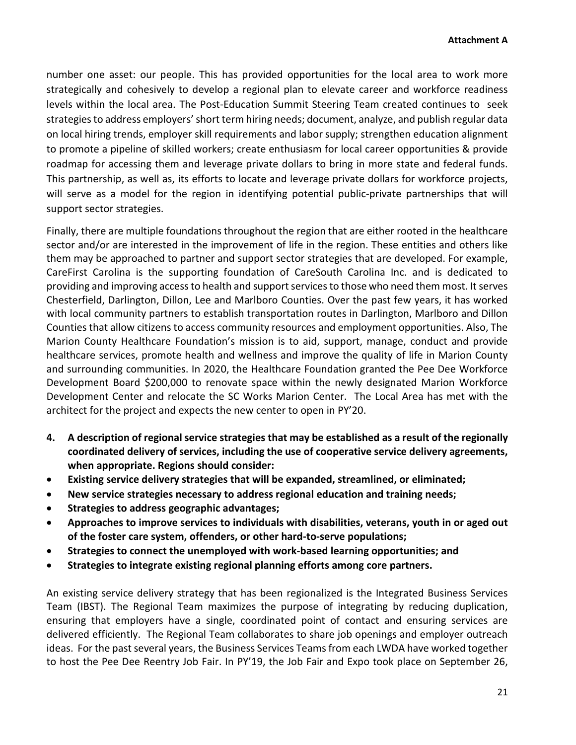number one asset: our people. This has provided opportunities for the local area to work more strategically and cohesively to develop a regional plan to elevate career and workforce readiness levels within the local area. The Post-Education Summit Steering Team created continues to seek strategies to address employers' short term hiring needs; document, analyze, and publish regular data on local hiring trends, employer skill requirements and labor supply; strengthen education alignment to promote a pipeline of skilled workers; create enthusiasm for local career opportunities & provide roadmap for accessing them and leverage private dollars to bring in more state and federal funds. This partnership, as well as, its efforts to locate and leverage private dollars for workforce projects, will serve as a model for the region in identifying potential public-private partnerships that will support sector strategies.

Finally, there are multiple foundations throughout the region that are either rooted in the healthcare sector and/or are interested in the improvement of life in the region. These entities and others like them may be approached to partner and support sector strategies that are developed. For example, CareFirst Carolina is the supporting foundation of CareSouth Carolina Inc. and is dedicated to providing and improving access to health and support services to those who need them most. It serves Chesterfield, Darlington, Dillon, Lee and Marlboro Counties. Over the past few years, it has worked with local community partners to establish transportation routes in Darlington, Marlboro and Dillon Counties that allow citizens to access community resources and employment opportunities. Also, The Marion County Healthcare Foundation's mission is to aid, support, manage, conduct and provide healthcare services, promote health and wellness and improve the quality of life in Marion County and surrounding communities. In 2020, the Healthcare Foundation granted the Pee Dee Workforce Development Board $200,000 to renovate space within the newly designated Marion Workforce Development Center and relocate the SC Works Marion Center. The Local Area has met with the architect for the project and expects the new center to open in PY'20.

**4. A description of regional service strategies that may be established as a result of the regionally coordinated delivery of services, including the use of cooperative service delivery agreements, when appropriate. Regions should consider:**

- **Existing service delivery strategies that will be expanded, streamlined, or eliminated;**
- **New service strategies necessary to address regional education and training needs;**
- **Strategies to address geographic advantages;**
- **Approaches to improve services to individuals with disabilities, veterans, youth in or aged out of the foster care system, offenders, or other hard-to-serve populations;**
- **Strategies to connect the unemployed with work-based learning opportunities; and**
- **Strategies to integrate existing regional planning efforts among core partners.**

An existing service delivery strategy that has been regionalized is the Integrated Business Services Team (IBST). The Regional Team maximizes the purpose of integrating by reducing duplication, ensuring that employers have a single, coordinated point of contact and ensuring services are delivered efficiently. The Regional Team collaborates to share job openings and employer outreach ideas. For the past several years, the Business Services Teams from each LWDA have worked together to host the Pee Dee Reentry Job Fair. In PY'19, the Job Fair and Expo took place on September 26,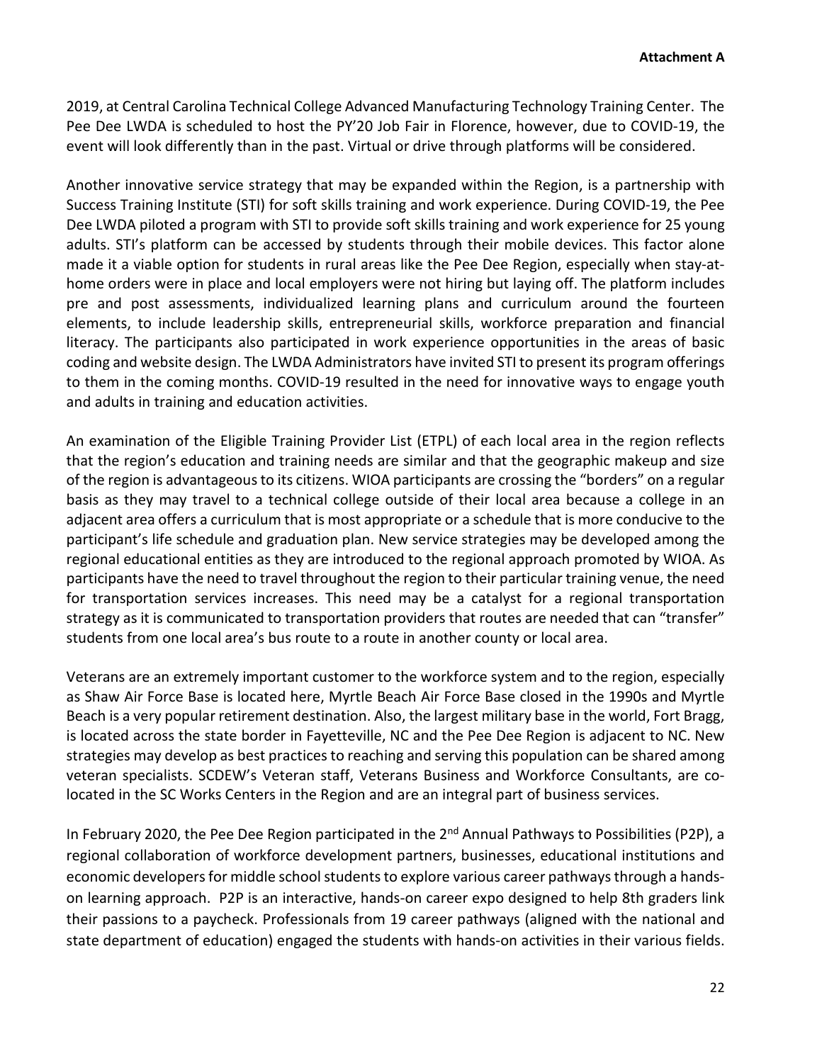2019, at Central Carolina Technical College Advanced Manufacturing Technology Training Center. The Pee Dee LWDA is scheduled to host the PY'20 Job Fair in Florence, however, due to COVID-19, the event will look differently than in the past. Virtual or drive through platforms will be considered.

Another innovative service strategy that may be expanded within the Region, is a partnership with Success Training Institute (STI) for soft skills training and work experience. During COVID-19, the Pee Dee LWDA piloted a program with STI to provide soft skills training and work experience for 25 young adults. STI's platform can be accessed by students through their mobile devices. This factor alone made it a viable option for students in rural areas like the Pee Dee Region, especially when stay-at-home orders were in place and local employers were not hiring but laying off. The platform includes pre and post assessments, individualized learning plans and curriculum around the fourteen elements, to include leadership skills, entrepreneurial skills, workforce preparation and financial literacy. The participants also participated in work experience opportunities in the areas of basic coding and website design. The LWDA Administrators have invited STI to present its program offerings to them in the coming months. COVID-19 resulted in the need for innovative ways to engage youth and adults in training and education activities.

An examination of the Eligible Training Provider List (ETPL) of each local area in the region reflects that the region's education and training needs are similar and that the geographic makeup and size of the region is advantageous to its citizens. WIOA participants are crossing the "borders" on a regular basis as they may travel to a technical college outside of their local area because a college in an adjacent area offers a curriculum that is most appropriate or a schedule that is more conducive to the participant's life schedule and graduation plan. New service strategies may be developed among the regional educational entities as they are introduced to the regional approach promoted by WIOA. As participants have the need to travel throughout the region to their particular training venue, the need for transportation services increases. This need may be a catalyst for a regional transportation strategy as it is communicated to transportation providers that routes are needed that can "transfer" students from one local area's bus route to a route in another county or local area.

Veterans are an extremely important customer to the workforce system and to the region, especially as Shaw Air Force Base is located here, Myrtle Beach Air Force Base closed in the 1990s and Myrtle Beach is a very popular retirement destination. Also, the largest military base in the world, Fort Bragg, is located across the state border in Fayetteville, NC and the Pee Dee Region is adjacent to NC. New strategies may develop as best practices to reaching and serving this population can be shared among veteran specialists. SCDEW's Veteran staff, Veterans Business and Workforce Consultants, are co-located in the SC Works Centers in the Region and are an integral part of business services.

In February 2020, the Pee Dee Region participated in the 2nd Annual Pathways to Possibilities (P2P), a regional collaboration of workforce development partners, businesses, educational institutions and economic developers for middle school students to explore various career pathways through a hands-on learning approach. P2P is an interactive, hands-on career expo designed to help 8th graders link their passions to a paycheck. Professionals from 19 career pathways (aligned with the national and state department of education) engaged the students with hands-on activities in their various fields.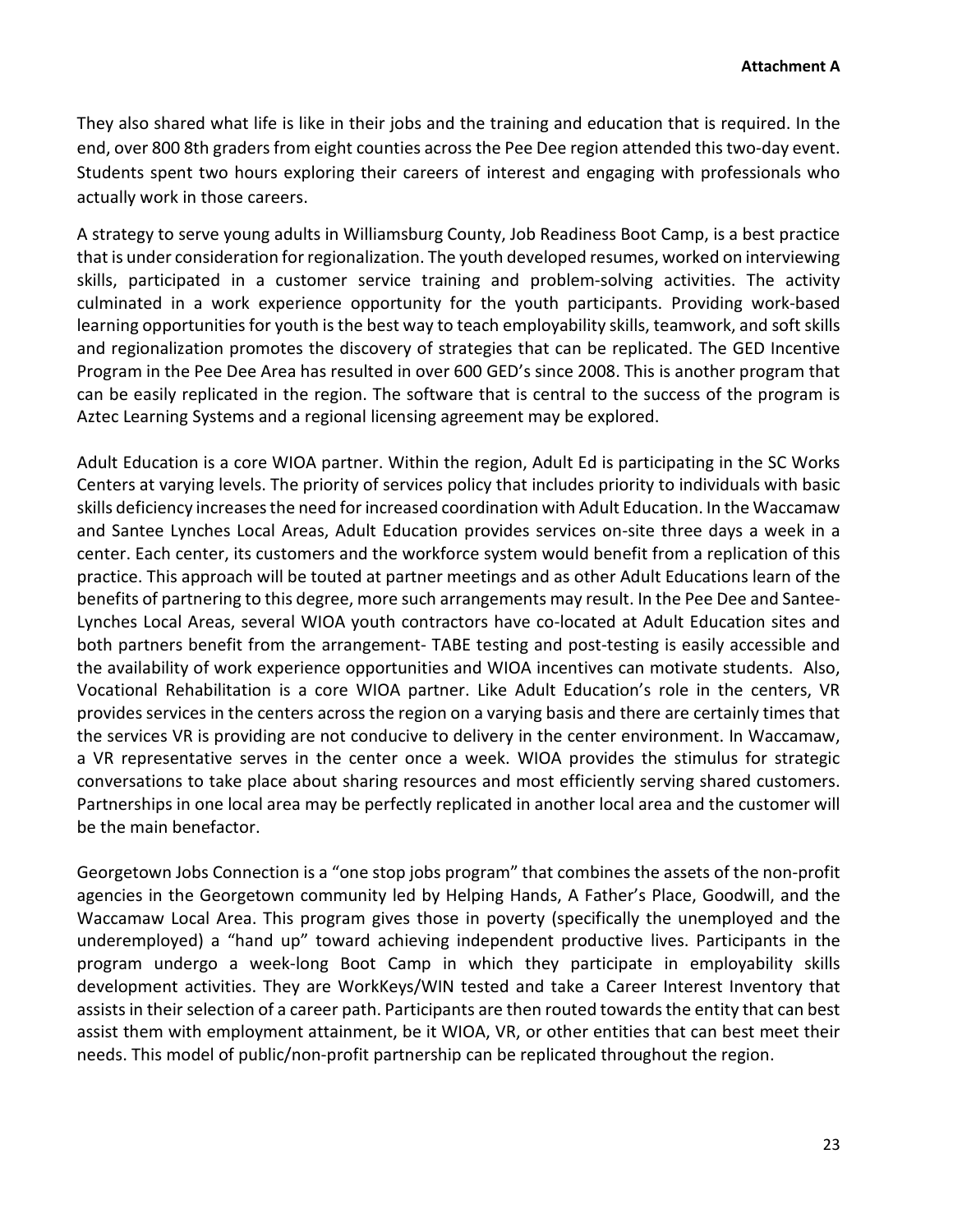They also shared what life is like in their jobs and the training and education that is required. In the end, over 800 8th graders from eight counties across the Pee Dee region attended this two-day event. Students spent two hours exploring their careers of interest and engaging with professionals who actually work in those careers.

A strategy to serve young adults in Williamsburg County, Job Readiness Boot Camp, is a best practice that is under consideration for regionalization. The youth developed resumes, worked on interviewing skills, participated in a customer service training and problem-solving activities. The activity culminated in a work experience opportunity for the youth participants. Providing work-based learning opportunities for youth is the best way to teach employability skills, teamwork, and soft skills and regionalization promotes the discovery of strategies that can be replicated. The GED Incentive Program in the Pee Dee Area has resulted in over 600 GED's since 2008. This is another program that can be easily replicated in the region. The software that is central to the success of the program is Aztec Learning Systems and a regional licensing agreement may be explored.

Adult Education is a core WIOA partner. Within the region, Adult Ed is participating in the SC Works Centers at varying levels. The priority of services policy that includes priority to individuals with basic skills deficiency increases the need for increased coordination with Adult Education. In the Waccamaw and Santee Lynches Local Areas, Adult Education provides services on-site three days a week in a center. Each center, its customers and the workforce system would benefit from a replication of this practice. This approach will be touted at partner meetings and as other Adult Educations learn of the benefits of partnering to this degree, more such arrangements may result. In the Pee Dee and Santee-Lynches Local Areas, several WIOA youth contractors have co-located at Adult Education sites and both partners benefit from the arrangement- TABE testing and post-testing is easily accessible and the availability of work experience opportunities and WIOA incentives can motivate students. Also, Vocational Rehabilitation is a core WIOA partner. Like Adult Education's role in the centers, VR provides services in the centers across the region on a varying basis and there are certainly times that the services VR is providing are not conducive to delivery in the center environment. In Waccamaw, a VR representative serves in the center once a week. WIOA provides the stimulus for strategic conversations to take place about sharing resources and most efficiently serving shared customers. Partnerships in one local area may be perfectly replicated in another local area and the customer will be the main benefactor.

Georgetown Jobs Connection is a "one stop jobs program" that combines the assets of the non-profit agencies in the Georgetown community led by Helping Hands, A Father's Place, Goodwill, and the Waccamaw Local Area. This program gives those in poverty (specifically the unemployed and the underemployed) a "hand up" toward achieving independent productive lives. Participants in the program undergo a week-long Boot Camp in which they participate in employability skills development activities. They are WorkKeys/WIN tested and take a Career Interest Inventory that assists in their selection of a career path. Participants are then routed towards the entity that can best assist them with employment attainment, be it WIOA, VR, or other entities that can best meet their needs. This model of public/non-profit partnership can be replicated throughout the region.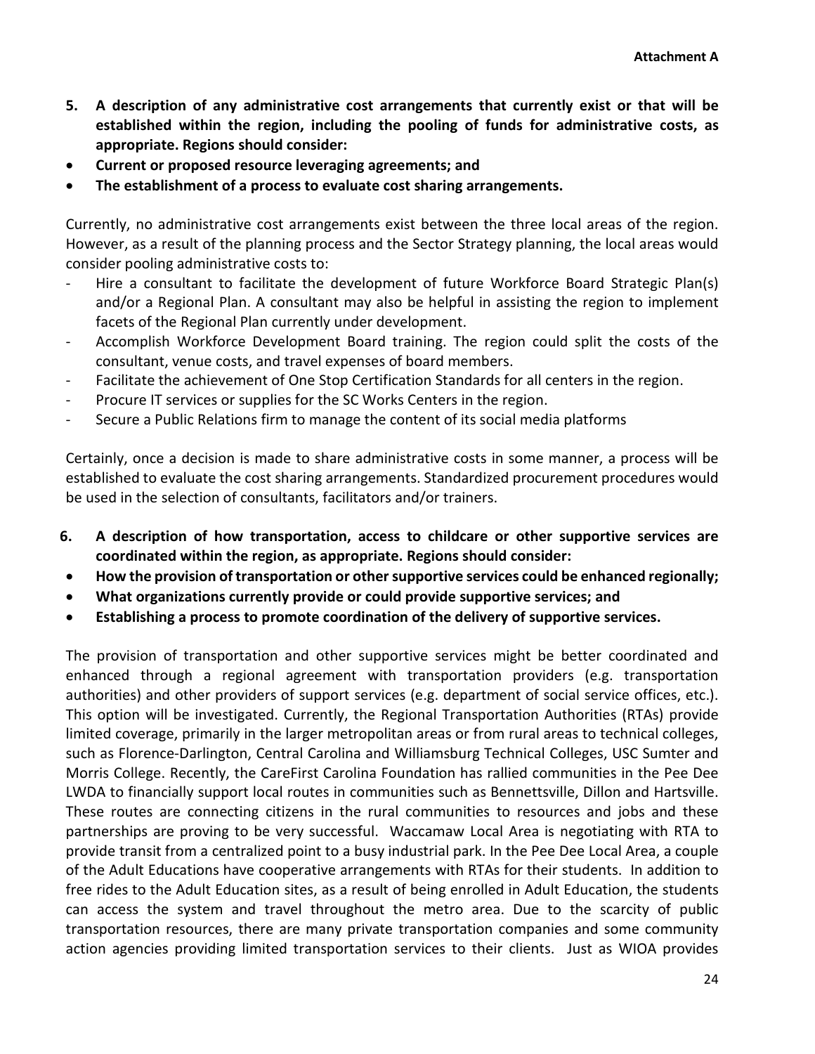**5. A description of any administrative cost arrangements that currently exist or that will be established within the region, including the pooling of funds for administrative costs, as appropriate. Regions should consider:**

- **Current or proposed resource leveraging agreements; and**
- **The establishment of a process to evaluate cost sharing arrangements.**

Currently, no administrative cost arrangements exist between the three local areas of the region. However, as a result of the planning process and the Sector Strategy planning, the local areas would consider pooling administrative costs to:

- Hire a consultant to facilitate the development of future Workforce Board Strategic Plan(s) and/or a Regional Plan. A consultant may also be helpful in assisting the region to implement facets of the Regional Plan currently under development.
- Accomplish Workforce Development Board training. The region could split the costs of the consultant, venue costs, and travel expenses of board members.
- Facilitate the achievement of One Stop Certification Standards for all centers in the region.
- Procure IT services or supplies for the SC Works Centers in the region.
- Secure a Public Relations firm to manage the content of its social media platforms

Certainly, once a decision is made to share administrative costs in some manner, a process will be established to evaluate the cost sharing arrangements. Standardized procurement procedures would be used in the selection of consultants, facilitators and/or trainers.

**6. A description of how transportation, access to childcare or other supportive services are coordinated within the region, as appropriate. Regions should consider:**

- **How the provision of transportation or other supportive services could be enhanced regionally;**
- **What organizations currently provide or could provide supportive services; and**
- **Establishing a process to promote coordination of the delivery of supportive services.**

The provision of transportation and other supportive services might be better coordinated and enhanced through a regional agreement with transportation providers (e.g. transportation authorities) and other providers of support services (e.g. department of social service offices, etc.). This option will be investigated. Currently, the Regional Transportation Authorities (RTAs) provide limited coverage, primarily in the larger metropolitan areas or from rural areas to technical colleges, such as Florence-Darlington, Central Carolina and Williamsburg Technical Colleges, USC Sumter and Morris College. Recently, the CareFirst Carolina Foundation has rallied communities in the Pee Dee LWDA to financially support local routes in communities such as Bennettsville, Dillon and Hartsville. These routes are connecting citizens in the rural communities to resources and jobs and these partnerships are proving to be very successful. Waccamaw Local Area is negotiating with RTA to provide transit from a centralized point to a busy industrial park. In the Pee Dee Local Area, a couple of the Adult Educations have cooperative arrangements with RTAs for their students. In addition to free rides to the Adult Education sites, as a result of being enrolled in Adult Education, the students can access the system and travel throughout the metro area. Due to the scarcity of public transportation resources, there are many private transportation companies and some community action agencies providing limited transportation services to their clients. Just as WIOA provides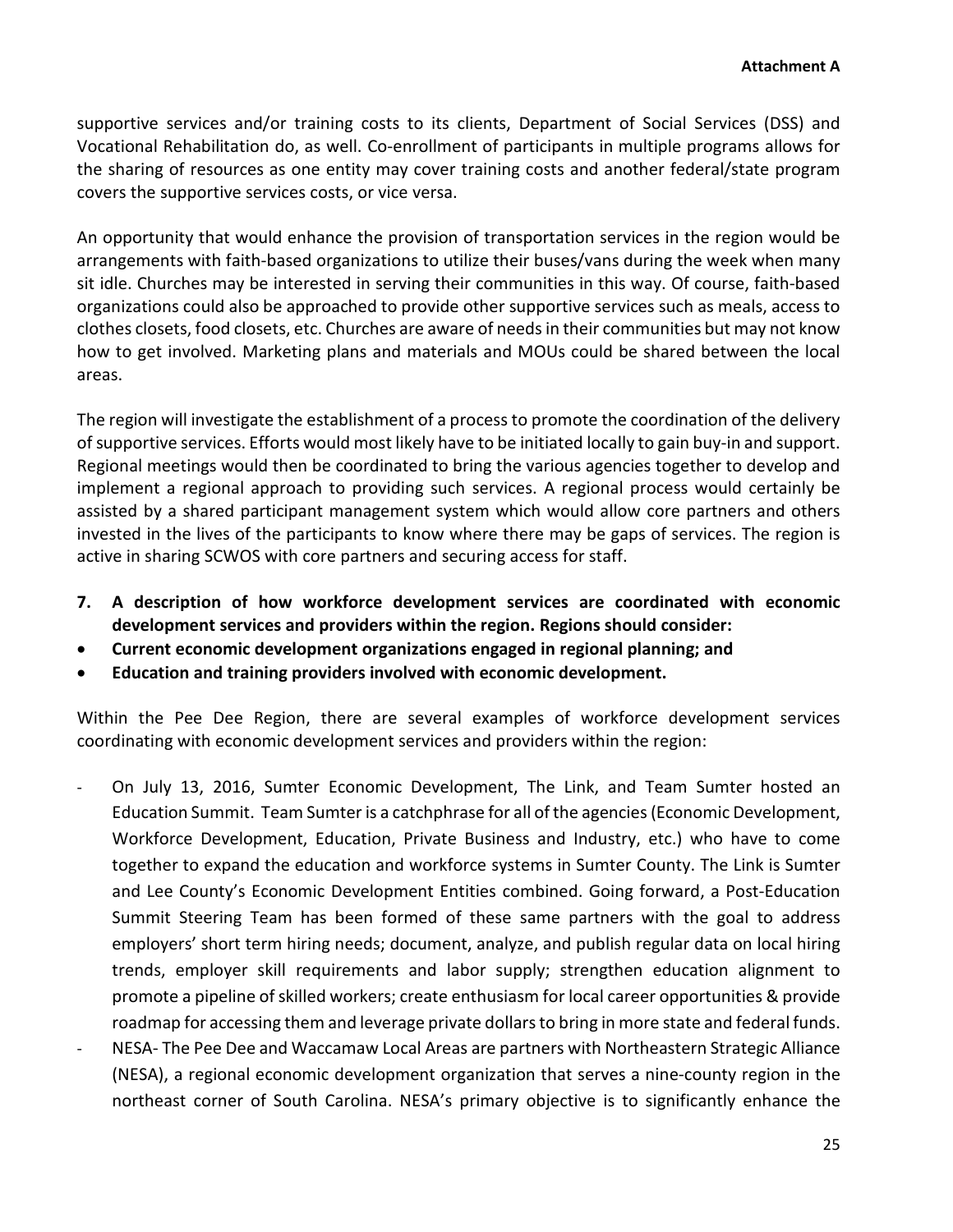supportive services and/or training costs to its clients, Department of Social Services (DSS) and Vocational Rehabilitation do, as well. Co-enrollment of participants in multiple programs allows for the sharing of resources as one entity may cover training costs and another federal/state program covers the supportive services costs, or vice versa.

An opportunity that would enhance the provision of transportation services in the region would be arrangements with faith-based organizations to utilize their buses/vans during the week when many sit idle. Churches may be interested in serving their communities in this way. Of course, faith-based organizations could also be approached to provide other supportive services such as meals, access to clothes closets, food closets, etc. Churches are aware of needs in their communities but may not know how to get involved. Marketing plans and materials and MOUs could be shared between the local areas.

The region will investigate the establishment of a process to promote the coordination of the delivery of supportive services. Efforts would most likely have to be initiated locally to gain buy-in and support. Regional meetings would then be coordinated to bring the various agencies together to develop and implement a regional approach to providing such services. A regional process would certainly be assisted by a shared participant management system which would allow core partners and others invested in the lives of the participants to know where there may be gaps of services. The region is active in sharing SCWOS with core partners and securing access for staff.

**7. A description of how workforce development services are coordinated with economic development services and providers within the region. Regions should consider:**

- **Current economic development organizations engaged in regional planning; and**
- **Education and training providers involved with economic development.**

Within the Pee Dee Region, there are several examples of workforce development services coordinating with economic development services and providers within the region:

- On July 13, 2016, Sumter Economic Development, The Link, and Team Sumter hosted an Education Summit. Team Sumter is a catchphrase for all of the agencies (Economic Development, Workforce Development, Education, Private Business and Industry, etc.) who have to come together to expand the education and workforce systems in Sumter County. The Link is Sumter and Lee County's Economic Development Entities combined. Going forward, a Post-Education Summit Steering Team has been formed of these same partners with the goal to address employers' short term hiring needs; document, analyze, and publish regular data on local hiring trends, employer skill requirements and labor supply; strengthen education alignment to promote a pipeline of skilled workers; create enthusiasm for local career opportunities & provide roadmap for accessing them and leverage private dollars to bring in more state and federal funds.
- NESA- The Pee Dee and Waccamaw Local Areas are partners with Northeastern Strategic Alliance (NESA), a regional economic development organization that serves a nine-county region in the northeast corner of South Carolina. NESA's primary objective is to significantly enhance the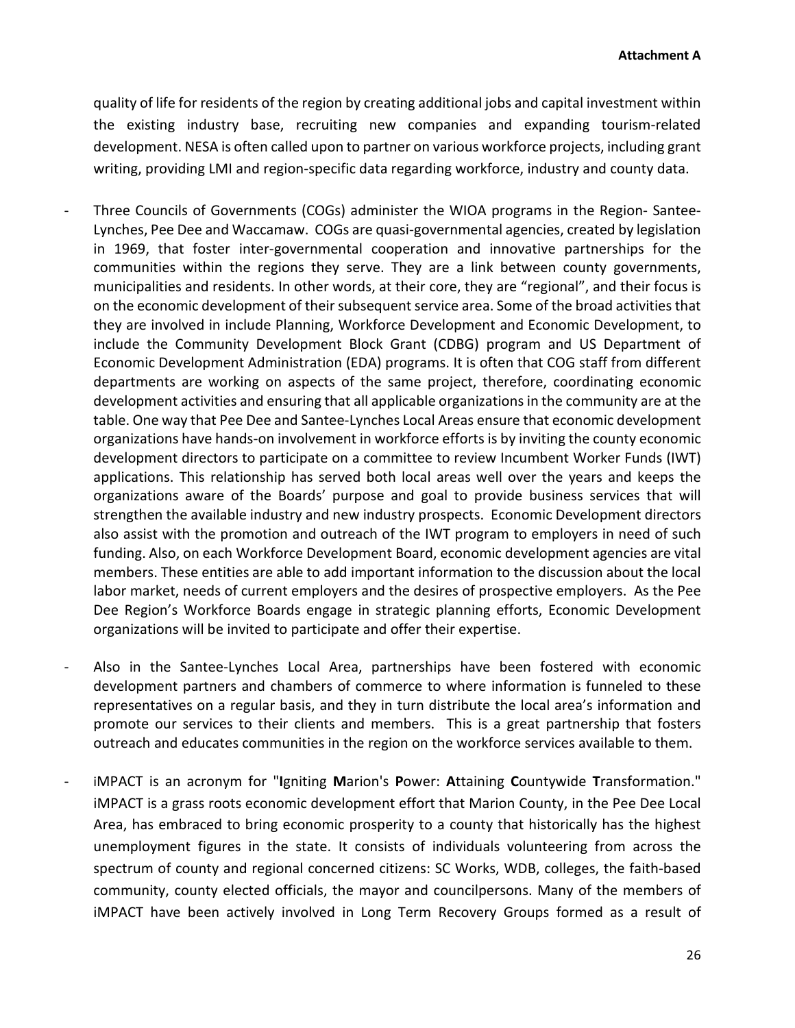quality of life for residents of the region by creating additional jobs and capital investment within the existing industry base, recruiting new companies and expanding tourism-related development. NESA is often called upon to partner on various workforce projects, including grant writing, providing LMI and region-specific data regarding workforce, industry and county data.

- Three Councils of Governments (COGs) administer the WIOA programs in the Region- Santee-Lynches, Pee Dee and Waccamaw. COGs are quasi-governmental agencies, created by legislation in 1969, that foster inter-governmental cooperation and innovative partnerships for the communities within the regions they serve. They are a link between county governments, municipalities and residents. In other words, at their core, they are "regional", and their focus is on the economic development of their subsequent service area. Some of the broad activities that they are involved in include Planning, Workforce Development and Economic Development, to include the Community Development Block Grant (CDBG) program and US Department of Economic Development Administration (EDA) programs. It is often that COG staff from different departments are working on aspects of the same project, therefore, coordinating economic development activities and ensuring that all applicable organizations in the community are at the table. One way that Pee Dee and Santee-Lynches Local Areas ensure that economic development organizations have hands-on involvement in workforce efforts is by inviting the county economic development directors to participate on a committee to review Incumbent Worker Funds (IWT) applications. This relationship has served both local areas well over the years and keeps the organizations aware of the Boards' purpose and goal to provide business services that will strengthen the available industry and new industry prospects. Economic Development directors also assist with the promotion and outreach of the IWT program to employers in need of such funding. Also, on each Workforce Development Board, economic development agencies are vital members. These entities are able to add important information to the discussion about the local labor market, needs of current employers and the desires of prospective employers. As the Pee Dee Region's Workforce Boards engage in strategic planning efforts, Economic Development organizations will be invited to participate and offer their expertise.

- Also in the Santee-Lynches Local Area, partnerships have been fostered with economic development partners and chambers of commerce to where information is funneled to these representatives on a regular basis, and they in turn distribute the local area's information and promote our services to their clients and members. This is a great partnership that fosters outreach and educates communities in the region on the workforce services available to them.

- iMPACT is an acronym for "**I**gniting **M**arion's **P**ower: **A**ttaining **C**ountywide **T**ransformation." iMPACT is a grass roots economic development effort that Marion County, in the Pee Dee Local Area, has embraced to bring economic prosperity to a county that historically has the highest unemployment figures in the state. It consists of individuals volunteering from across the spectrum of county and regional concerned citizens: SC Works, WDB, colleges, the faith-based community, county elected officials, the mayor and councilpersons. Many of the members of iMPACT have been actively involved in Long Term Recovery Groups formed as a result of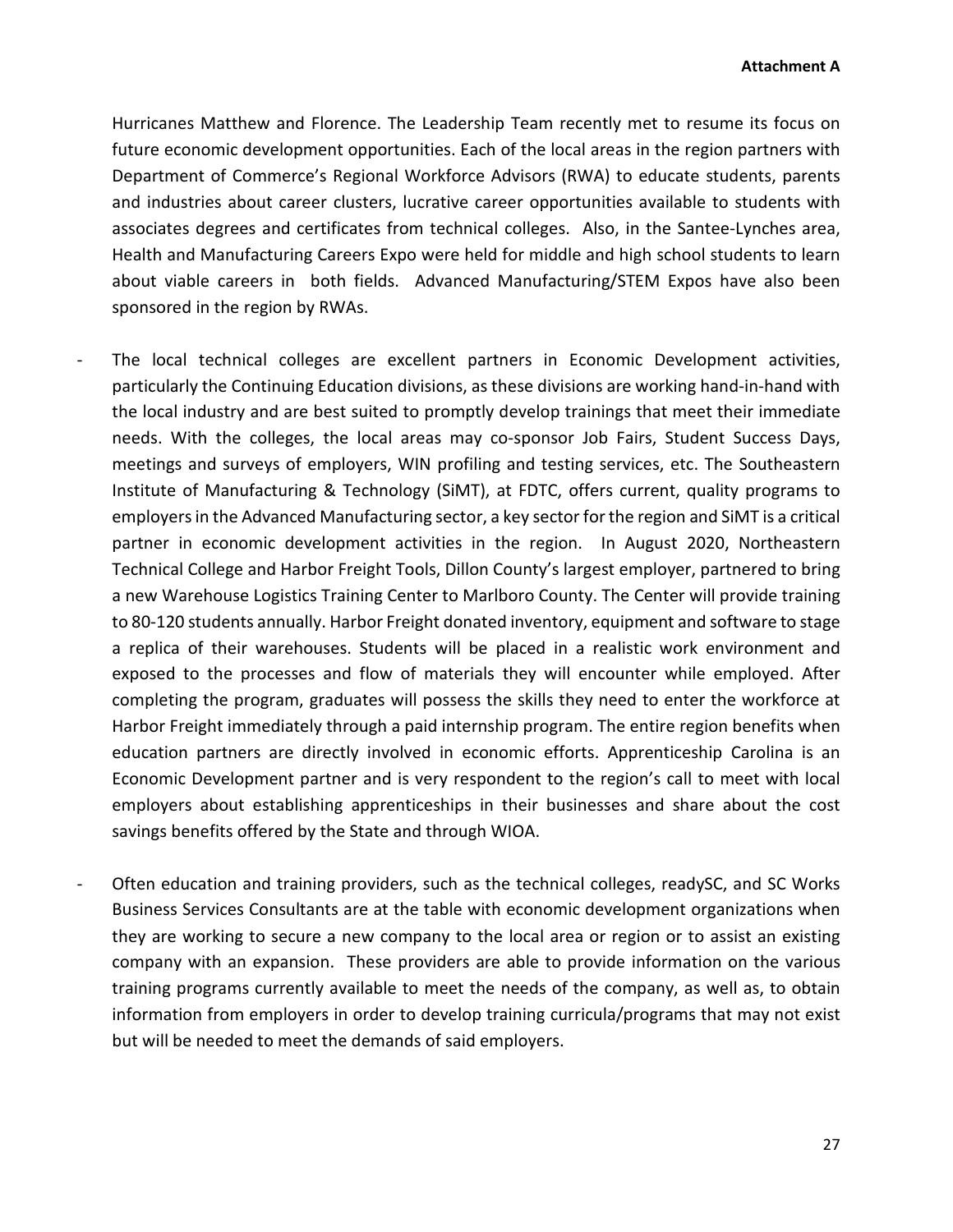Hurricanes Matthew and Florence. The Leadership Team recently met to resume its focus on future economic development opportunities. Each of the local areas in the region partners with Department of Commerce's Regional Workforce Advisors (RWA) to educate students, parents and industries about career clusters, lucrative career opportunities available to students with associates degrees and certificates from technical colleges. Also, in the Santee-Lynches area, Health and Manufacturing Careers Expo were held for middle and high school students to learn about viable careers in both fields. Advanced Manufacturing/STEM Expos have also been sponsored in the region by RWAs.

- The local technical colleges are excellent partners in Economic Development activities, particularly the Continuing Education divisions, as these divisions are working hand-in-hand with the local industry and are best suited to promptly develop trainings that meet their immediate needs. With the colleges, the local areas may co-sponsor Job Fairs, Student Success Days, meetings and surveys of employers, WIN profiling and testing services, etc. The Southeastern Institute of Manufacturing & Technology (SiMT), at FDTC, offers current, quality programs to employers in the Advanced Manufacturing sector, a key sector for the region and SiMT is a critical partner in economic development activities in the region. In August 2020, Northeastern Technical College and Harbor Freight Tools, Dillon County's largest employer, partnered to bring a new Warehouse Logistics Training Center to Marlboro County. The Center will provide training to 80-120 students annually. Harbor Freight donated inventory, equipment and software to stage a replica of their warehouses. Students will be placed in a realistic work environment and exposed to the processes and flow of materials they will encounter while employed. After completing the program, graduates will possess the skills they need to enter the workforce at Harbor Freight immediately through a paid internship program. The entire region benefits when education partners are directly involved in economic efforts. Apprenticeship Carolina is an Economic Development partner and is very respondent to the region's call to meet with local employers about establishing apprenticeships in their businesses and share about the cost savings benefits offered by the State and through WIOA.

- Often education and training providers, such as the technical colleges, readySC, and SC Works Business Services Consultants are at the table with economic development organizations when they are working to secure a new company to the local area or region or to assist an existing company with an expansion. These providers are able to provide information on the various training programs currently available to meet the needs of the company, as well as, to obtain information from employers in order to develop training curricula/programs that may not exist but will be needed to meet the demands of said employers.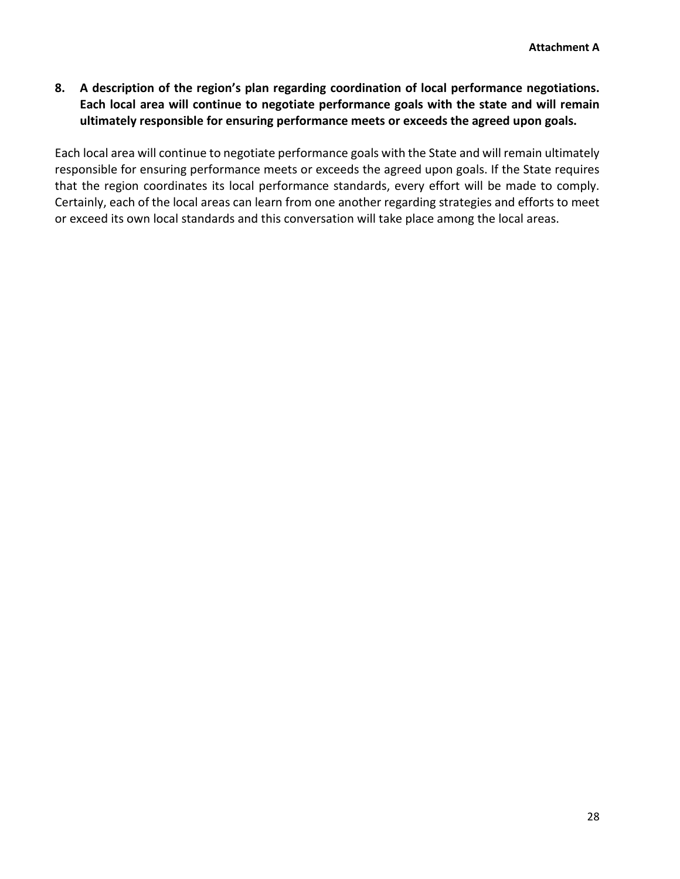Attachment A

**8. A description of the region's plan regarding coordination of local performance negotiations. Each local area will continue to negotiate performance goals with the state and will remain ultimately responsible for ensuring performance meets or exceeds the agreed upon goals.**

Each local area will continue to negotiate performance goals with the State and will remain ultimately responsible for ensuring performance meets or exceeds the agreed upon goals. If the State requires that the region coordinates its local performance standards, every effort will be made to comply. Certainly, each of the local areas can learn from one another regarding strategies and efforts to meet or exceed its own local standards and this conversation will take place among the local areas.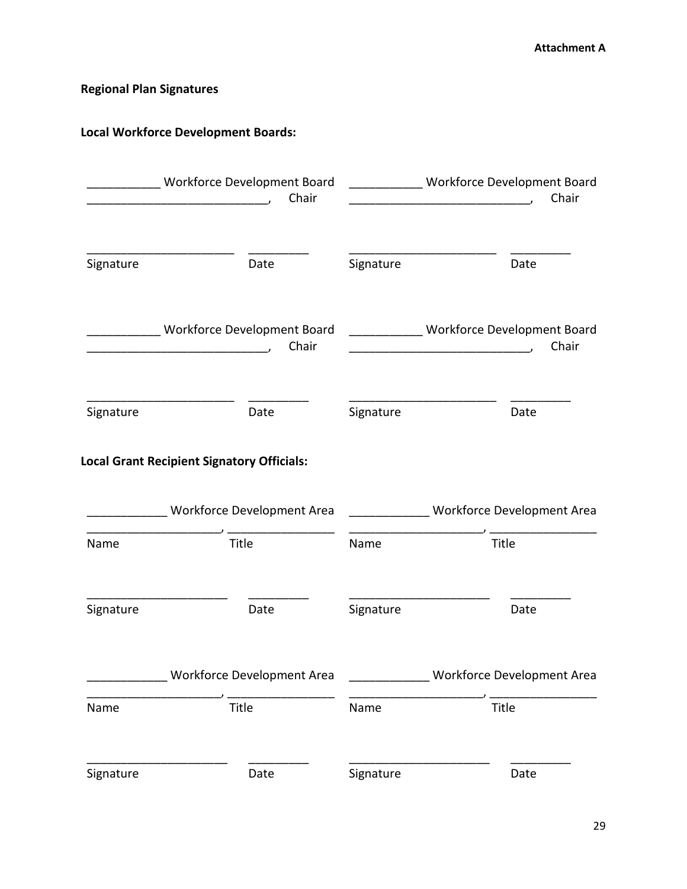**Attachment A**

**Regional Plan Signatures**

**Local Workforce Development Boards:**

| | |
|---|---|
| ___________ Workforce Development Board | ___________ Workforce Development Board |
| ___________________________, Chair | ___________________________, Chair |
| _______________________ _________ | _______________________ _________ |
| Signature Date | Signature Date |
| ___________ Workforce Development Board | ___________ Workforce Development Board |
| ___________________________, Chair | ___________________________, Chair |
| _______________________ _________ | _______________________ _________ |
| Signature Date | Signature Date |

**Local Grant Recipient Signatory Officials:**

| | |
|---|---|
| ____________ Workforce Development Area | ____________ Workforce Development Area |
| ____________________, ________________ | ____________________, ________________ |
| Name Title | Name Title |
| _____________________ _________ | _____________________ _________ |
| Signature Date | Signature Date |
| ____________ Workforce Development Area | ____________ Workforce Development Area |
| ____________________, ________________ | ____________________, ________________ |
| Name Title | Name Title |
| _____________________ _________ | _____________________ _________ |
| Signature Date | Signature Date |